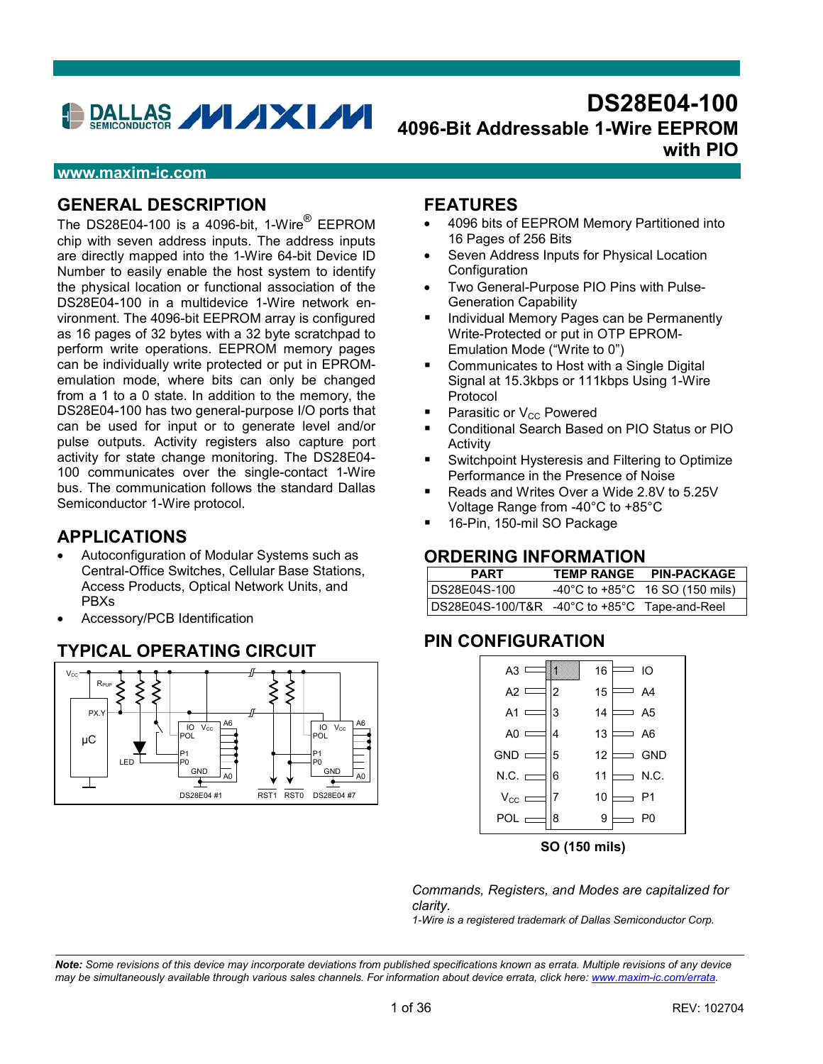# DS28E04-100

## 4096-Bit Addressable 1-Wire EEPROM with PIO

www.maxim-ic.com

## GENERAL DESCRIPTION

The DS28E04-100 is a 4096-bit, 1-Wire® EEPROM chip with seven address inputs. The address inputs are directly mapped into the 1-Wire 64-bit Device ID Number to easily enable the host system to identify the physical location or functional association of the DS28E04-100 in a multidevice 1-Wire network environment. The 4096-bit EEPROM array is configured as 16 pages of 32 bytes with a 32 byte scratchpad to perform write operations. EEPROM memory pages can be individually write protected or put in EPROM-emulation mode, where bits can only be changed from a 1 to a 0 state. In addition to the memory, the DS28E04-100 has two general-purpose I/O ports that can be used for input or to generate level and/or pulse outputs. Activity registers also capture port activity for state change monitoring. The DS28E04-100 communicates over the single-contact 1-Wire bus. The communication follows the standard Dallas Semiconductor 1-Wire protocol.

## APPLICATIONS

- Autoconfiguration of Modular Systems such as Central-Office Switches, Cellular Base Stations, Access Products, Optical Network Units, and PBXs
- Accessory/PCB Identification

## TYPICAL OPERATING CIRCUIT

$V_{CC}$

$R_{PUP}$

PX.Y

µC

LED

IO $V_{CC}$

POL

A6

P1

P0

GND

A0

DS28E04 #1

RST1 RST0

DS28E04 #7

## FEATURES

- 4096 bits of EEPROM Memory Partitioned into 16 Pages of 256 Bits
- Seven Address Inputs for Physical Location Configuration
- Two General-Purpose PIO Pins with Pulse-Generation Capability
- Individual Memory Pages can be Permanently Write-Protected or put in OTP EPROM-Emulation Mode ("Write to 0")
- Communicates to Host with a Single Digital Signal at 15.3kbps or 111kbps Using 1-Wire Protocol
- Parasitic or $V_{CC}$ Powered
- Conditional Search Based on PIO Status or PIO Activity
- Switchpoint Hysteresis and Filtering to Optimize Performance in the Presence of Noise
- Reads and Writes Over a Wide 2.8V to 5.25V Voltage Range from -40°C to +85°C
- 16-Pin, 150-mil SO Package

## ORDERING INFORMATION

| PART | TEMP RANGE | PIN-PACKAGE |
|---|---|---|
| DS28E04S-100 | -40°C to +85°C | 16 SO (150 mils) |
| DS28E04S-100/T&R | -40°C to +85°C | Tape-and-Reel |

## PIN CONFIGURATION

| Pin | Name | Pin | Name |
|---|---|---|---|
| 1 | A3 | 16 | IO |
| 2 | A2 | 15 | A4 |
| 3 | A1 | 14 | A5 |
| 4 | A0 | 13 | A6 |
| 5 | GND | 12 | GND |
| 6 | N.C. | 11 | N.C. |
| 7 | $V_{CC}$ | 10 | P1 |
| 8 | POL | 9 | P0 |

**SO (150 mils)**

*Commands, Registers, and Modes are capitalized for clarity.*

*1-Wire is a registered trademark of Dallas Semiconductor Corp.*

***Note:*** *Some revisions of this device may incorporate deviations from published specifications known as errata. Multiple revisions of any device may be simultaneously available through various sales channels. For information about device errata, click here: www.maxim-ic.com/errata.*

REV: 102704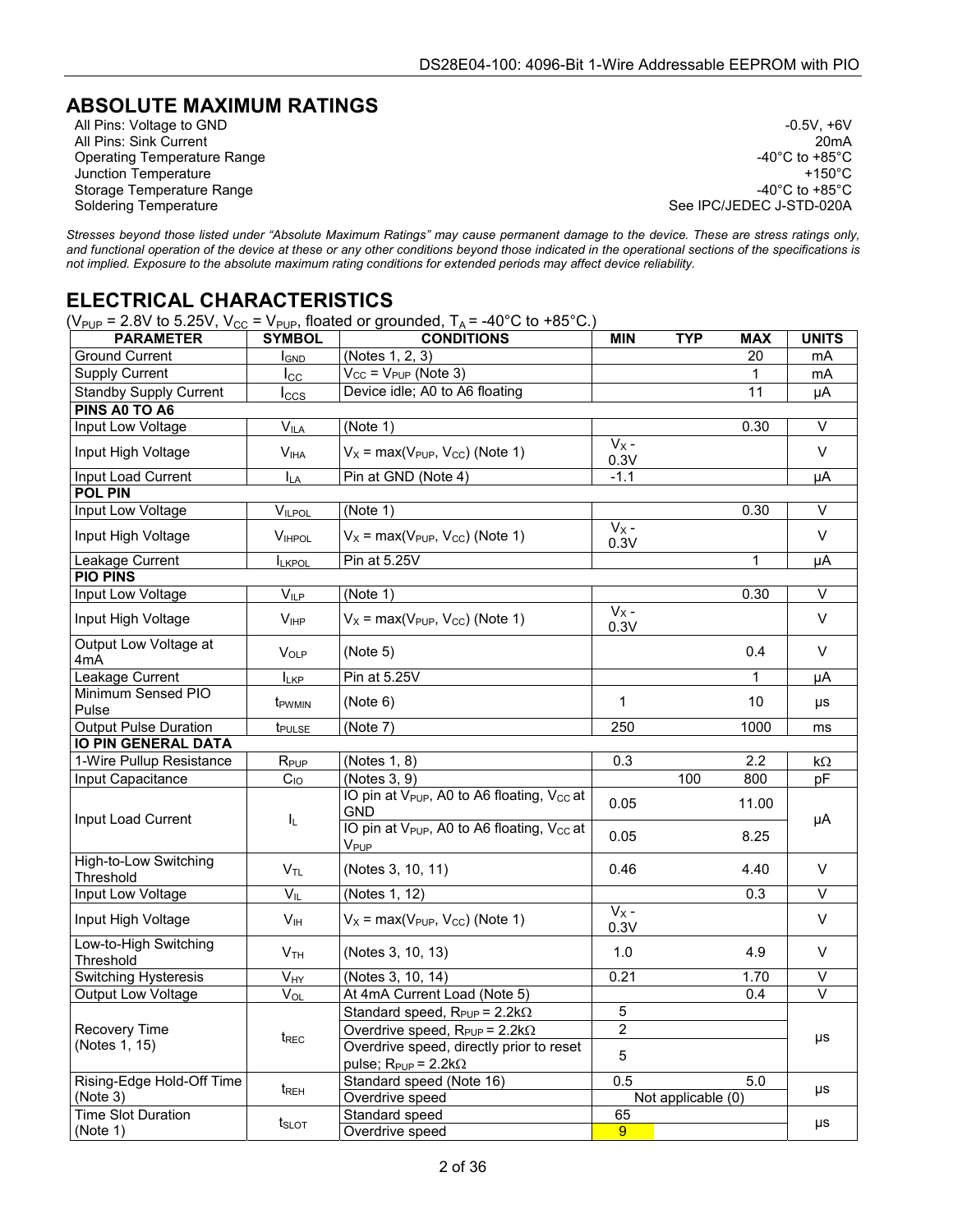## ABSOLUTE MAXIMUM RATINGS

| | |
|---|---|
| All Pins: Voltage to GND | -0.5V, +6V |
| All Pins: Sink Current | 20mA |
| Operating Temperature Range | -40°C to +85°C |
| Junction Temperature | +150°C |
| Storage Temperature Range | -40°C to +85°C |
| Soldering Temperature | See IPC/JEDEC J-STD-020A |

*Stresses beyond those listed under “Absolute Maximum Ratings” may cause permanent damage to the device. These are stress ratings only, and functional operation of the device at these or any other conditions beyond those indicated in the operational sections of the specifications is not implied. Exposure to the absolute maximum rating conditions for extended periods may affect device reliability.*

## ELECTRICAL CHARACTERISTICS

($V_{PUP}$ = 2.8V to 5.25V, $V_{CC}$ = $V_{PUP}$, floated or grounded, $T_A$ = -40°C to +85°C.)

| PARAMETER | SYMBOL | CONDITIONS | MIN | TYP | MAX | UNITS |
|---|---|---|---|---|---|---|
| Ground Current | $I_{GND}$ | (Notes 1, 2, 3) | | | 20 | mA |
| Supply Current | $I_{CC}$ | $V_{CC}$ = $V_{PUP}$ (Note 3) | | | 1 | mA |
| Standby Supply Current | $I_{CCS}$ | Device idle; A0 to A6 floating | | | 11 | µA |
| **PINS A0 TO A6** | | | | | | |
| Input Low Voltage | $V_{ILA}$ | (Note 1) | | | 0.30 | V |
| Input High Voltage | $V_{IHA}$ | $V_X$ = max($V_{PUP}$, $V_{CC}$) (Note 1) | $V_X$ - 0.3V | | | V |
| Input Load Current | $I_{LA}$ | Pin at GND (Note 4) | -1.1 | | | µA |
| **POL PIN** | | | | | | |
| Input Low Voltage | $V_{ILPOL}$ | (Note 1) | | | 0.30 | V |
| Input High Voltage | $V_{IHPOL}$ | $V_X$ = max($V_{PUP}$, $V_{CC}$) (Note 1) | $V_X$ - 0.3V | | | V |
| Leakage Current | $I_{LKPOL}$ | Pin at 5.25V | | | 1 | µA |
| **PIO PINS** | | | | | | |
| Input Low Voltage | $V_{ILP}$ | (Note 1) | | | 0.30 | V |
| Input High Voltage | $V_{IHP}$ | $V_X$ = max($V_{PUP}$, $V_{CC}$) (Note 1) | $V_X$ - 0.3V | | | V |
| Output Low Voltage at 4mA | $V_{OLP}$ | (Note 5) | | | 0.4 | V |
| Leakage Current | $I_{LKP}$ | Pin at 5.25V | | | 1 | µA |
| Minimum Sensed PIO Pulse | $t_{PWMIN}$ | (Note 6) | 1 | | 10 | µs |
| Output Pulse Duration | $t_{PULSE}$ | (Note 7) | 250 | | 1000 | ms |
| **IO PIN GENERAL DATA** | | | | | | |
| 1-Wire Pullup Resistance | $R_{PUP}$ | (Notes 1, 8) | 0.3 | | 2.2 | kΩ |
| Input Capacitance | $C_{IO}$ | (Notes 3, 9) | | 100 | 800 | pF |
| Input Load Current | $I_L$ | IO pin at $V_{PUP}$, A0 to A6 floating, $V_{CC}$ at GND | 0.05 | | 11.00 | µA |
| | | IO pin at $V_{PUP}$, A0 to A6 floating, $V_{CC}$ at $V_{PUP}$ | 0.05 | | 8.25 | |
| High-to-Low Switching Threshold | $V_{TL}$ | (Notes 3, 10, 11) | 0.46 | | 4.40 | V |
| Input Low Voltage | $V_{IL}$ | (Notes 1, 12) | | | 0.3 | V |
| Input High Voltage | $V_{IH}$ | $V_X$ = max($V_{PUP}$, $V_{CC}$) (Note 1) | $V_X$ - 0.3V | | | V |
| Low-to-High Switching Threshold | $V_{TH}$ | (Notes 3, 10, 13) | 1.0 | | 4.9 | V |
| Switching Hysteresis | $V_{HY}$ | (Notes 3, 10, 14) | 0.21 | | 1.70 | V |
| Output Low Voltage | $V_{OL}$ | At 4mA Current Load (Note 5) | | | 0.4 | V |
| Recovery Time (Notes 1, 15) | $t_{REC}$ | Standard speed, $R_{PUP}$ = 2.2kΩ | 5 | | | µs |
| | | Overdrive speed, $R_{PUP}$ = 2.2kΩ | 2 | | | |
| | | Overdrive speed, directly prior to reset pulse; $R_{PUP}$ = 2.2kΩ | 5 | | | |
| Rising-Edge Hold-Off Time (Note 3) | $t_{REH}$ | Standard speed (Note 16) | 0.5 | | 5.0 | µs |
| | | Overdrive speed | Not applicable (0) | | | |
| Time Slot Duration (Note 1) | $t_{SLOT}$ | Standard speed | 65 | | | µs |
| | | Overdrive speed | 9 | | | |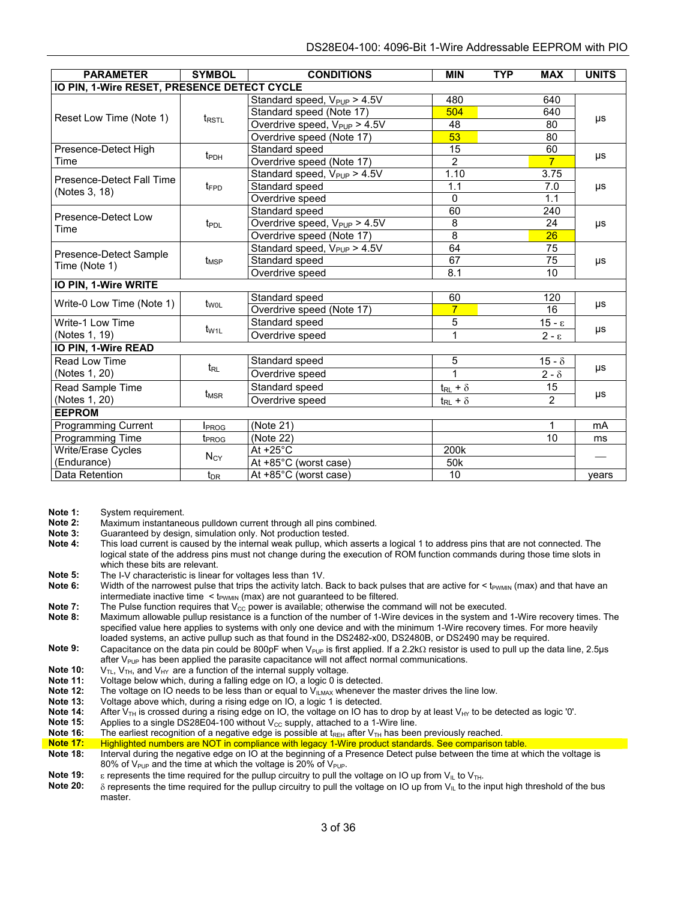| PARAMETER | SYMBOL | CONDITIONS | MIN | TYP | MAX | UNITS |
|---|---|---|---|---|---|---|
| **IO PIN, 1-Wire RESET, PRESENCE DETECT CYCLE** | | | | | | |
| Reset Low Time (Note 1) | $t_{RSTL}$ | Standard speed, $V_{PUP}$ > 4.5V | 480 | | 640 | µs |
| | | Standard speed (Note 17) | 504 | | 640 | |
| | | Overdrive speed, $V_{PUP}$ > 4.5V | 48 | | 80 | |
| | | Overdrive speed (Note 17) | 53 | | 80 | |
| Presence-Detect High Time | $t_{PDH}$ | Standard speed | 15 | | 60 | µs |
| | | Overdrive speed (Note 17) | 2 | | 7 | |
| Presence-Detect Fall Time (Notes 3, 18) | $t_{FPD}$ | Standard speed, $V_{PUP}$ > 4.5V | 1.10 | | 3.75 | µs |
| | | Standard speed | 1.1 | | 7.0 | |
| | | Overdrive speed | 0 | | 1.1 | |
| Presence-Detect Low Time | $t_{PDL}$ | Standard speed | 60 | | 240 | µs |
| | | Overdrive speed, $V_{PUP}$ > 4.5V | 8 | | 24 | |
| | | Overdrive speed (Note 17) | 8 | | 26 | |
| Presence-Detect Sample Time (Note 1) | $t_{MSP}$ | Standard speed, $V_{PUP}$ > 4.5V | 64 | | 75 | µs |
| | | Standard speed | 67 | | 75 | |
| | | Overdrive speed | 8.1 | | 10 | |
| **IO PIN, 1-Wire WRITE** | | | | | | |
| Write-0 Low Time (Note 1) | $t_{W0L}$ | Standard speed | 60 | | 120 | µs |
| | | Overdrive speed (Note 17) | 7 | | 16 | |
| Write-1 Low Time (Notes 1, 19) | $t_{W1L}$ | Standard speed | 5 | | $15 - \varepsilon$ | µs |
| | | Overdrive speed | 1 | | $2 - \varepsilon$ | |
| **IO PIN, 1-Wire READ** | | | | | | |
| Read Low Time (Notes 1, 20) | $t_{RL}$ | Standard speed | 5 | | $15 - \delta$ | µs |
| | | Overdrive speed | 1 | | $2 - \delta$ | |
| Read Sample Time (Notes 1, 20) | $t_{MSR}$ | Standard speed | $t_{RL} + \delta$ | | 15 | µs |
| | | Overdrive speed | $t_{RL} + \delta$ | | 2 | |
| **EEPROM** | | | | | | |
| Programming Current | $I_{PROG}$ | (Note 21) | | | 1 | mA |
| Programming Time | $t_{PROG}$ | (Note 22) | | | 10 | ms |
| Write/Erase Cycles (Endurance) | $N_{CY}$ | At +25°C | 200k | | | — |
| | | At +85°C (worst case) | 50k | | | |
| Data Retention | $t_{DR}$ | At +85°C (worst case) | 10 | | | years |

**Note 1:** System requirement.
**Note 2:** Maximum instantaneous pulldown current through all pins combined.
**Note 3:** Guaranteed by design, simulation only. Not production tested.
**Note 4:** This load current is caused by the internal weak pullup, which asserts a logical 1 to address pins that are not connected. The logical state of the address pins must not change during the execution of ROM function commands during those time slots in which these bits are relevant.
**Note 5:** The I-V characteristic is linear for voltages less than 1V.
**Note 6:** Width of the narrowest pulse that trips the activity latch. Back to back pulses that are active for < $t_{PWMIN}$ (max) and that have an intermediate inactive time < $t_{PWMIN}$ (max) are not guaranteed to be filtered.
**Note 7:** The Pulse function requires that $V_{CC}$ power is available; otherwise the command will not be executed.
**Note 8:** Maximum allowable pullup resistance is a function of the number of 1-Wire devices in the system and 1-Wire recovery times. The specified value here applies to systems with only one device and with the minimum 1-Wire recovery times. For more heavily loaded systems, an active pullup such as that found in the DS2482-x00, DS2480B, or DS2490 may be required.
**Note 9:** Capacitance on the data pin could be 800pF when $V_{PUP}$ is first applied. If a 2.2kΩ resistor is used to pull up the data line, 2.5µs after $V_{PUP}$ has been applied the parasite capacitance will not affect normal communications.
**Note 10:** $V_{TL}$, $V_{TH}$, and $V_{HY}$ are a function of the internal supply voltage.
**Note 11:** Voltage below which, during a falling edge on IO, a logic 0 is detected.
**Note 12:** The voltage on IO needs to be less than or equal to $V_{ILMAX}$ whenever the master drives the line low.
**Note 13:** Voltage above which, during a rising edge on IO, a logic 1 is detected.
**Note 14:** After $V_{TH}$ is crossed during a rising edge on IO, the voltage on IO has to drop by at least $V_{HY}$ to be detected as logic '0'.
**Note 15:** Applies to a single DS28E04-100 without $V_{CC}$ supply, attached to a 1-Wire line.
**Note 16:** The earliest recognition of a negative edge is possible at $t_{REH}$ after $V_{TH}$ has been previously reached.
**Note 17:** Highlighted numbers are NOT in compliance with legacy 1-Wire product standards. See comparison table.
**Note 18:** Interval during the negative edge on IO at the beginning of a Presence Detect pulse between the time at which the voltage is 80% of $V_{PUP}$ and the time at which the voltage is 20% of $V_{PUP}$.
**Note 19:** $\varepsilon$ represents the time required for the pullup circuitry to pull the voltage on IO up from $V_{IL}$ to $V_{TH}$.
**Note 20:** $\delta$ represents the time required for the pullup circuitry to pull the voltage on IO up from $V_{IL}$ to the input high threshold of the bus master.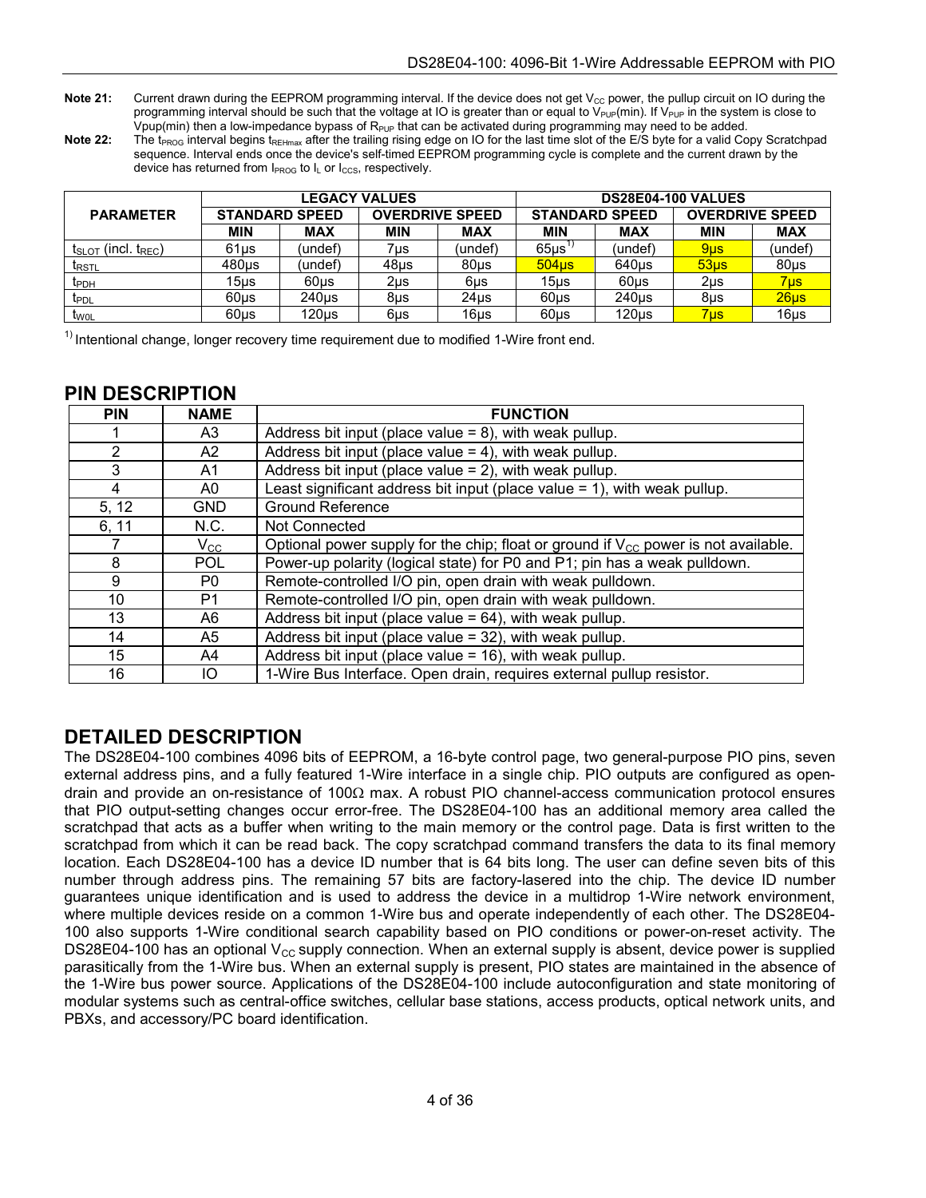**Note 21:** Current drawn during the EEPROM programming interval. If the device does not get $V_{CC}$ power, the pullup circuit on IO during the programming interval should be such that the voltage at IO is greater than or equal to $V_{PUP}(min)$. If $V_{PUP}$ in the system is close to Vpup(min) then a low-impedance bypass of $R_{PUP}$ that can be activated during programming may need to be added.

**Note 22:** The $t_{PROG}$ interval begins $t_{REHmax}$ after the trailing rising edge on IO for the last time slot of the E/S byte for a valid Copy Scratchpad sequence. Interval ends once the device's self-timed EEPROM programming cycle is complete and the current drawn by the device has returned from $I_{PROG}$ to $I_L$ or $I_{CCS}$, respectively.

| PARAMETER | LEGACY VALUES | | | | DS28E04-100 VALUES | | | |
|---|---|---|---|---|---|---|---|---|
| | STANDARD SPEED | | OVERDRIVE SPEED | | STANDARD SPEED | | OVERDRIVE SPEED | |
| | MIN | MAX | MIN | MAX | MIN | MAX | MIN | MAX |
| $t_{SLOT}$ (incl. $t_{REC}$) | 61µs | (undef) | 7µs | (undef) | 65µs[1] | (undef) | 9µs | (undef) |
| $t_{RSTL}$ | 480µs | (undef) | 48µs | 80µs | 504µs | 640µs | 53µs | 80µs |
| $t_{PDH}$ | 15µs | 60µs | 2µs | 6µs | 15µs | 60µs | 2µs | 7µs |
| $t_{PDL}$ | 60µs | 240µs | 8µs | 24µs | 60µs | 240µs | 8µs | 26µs |
| $t_{W0L}$ | 60µs | 120µs | 6µs | 16µs | 60µs | 120µs | 7µs | 16µs |

[1] Intentional change, longer recovery time requirement due to modified 1-Wire front end.

## PIN DESCRIPTION

| PIN | NAME | FUNCTION |
|---|---|---|
| 1 | A3 | Address bit input (place value = 8), with weak pullup. |
| 2 | A2 | Address bit input (place value = 4), with weak pullup. |
| 3 | A1 | Address bit input (place value = 2), with weak pullup. |
| 4 | A0 | Least significant address bit input (place value = 1), with weak pullup. |
| 5, 12 | GND | Ground Reference |
| 6, 11 | N.C. | Not Connected |
| 7 | $V_{CC}$ | Optional power supply for the chip; float or ground if $V_{CC}$ power is not available. |
| 8 | POL | Power-up polarity (logical state) for P0 and P1; pin has a weak pulldown. |
| 9 | P0 | Remote-controlled I/O pin, open drain with weak pulldown. |
| 10 | P1 | Remote-controlled I/O pin, open drain with weak pulldown. |
| 13 | A6 | Address bit input (place value = 64), with weak pullup. |
| 14 | A5 | Address bit input (place value = 32), with weak pullup. |
| 15 | A4 | Address bit input (place value = 16), with weak pullup. |
| 16 | IO | 1-Wire Bus Interface. Open drain, requires external pullup resistor. |

## DETAILED DESCRIPTION

The DS28E04-100 combines 4096 bits of EEPROM, a 16-byte control page, two general-purpose PIO pins, seven external address pins, and a fully featured 1-Wire interface in a single chip. PIO outputs are configured as open-drain and provide an on-resistance of 100Ω max. A robust PIO channel-access communication protocol ensures that PIO output-setting changes occur error-free. The DS28E04-100 has an additional memory area called the scratchpad that acts as a buffer when writing to the main memory or the control page. Data is first written to the scratchpad from which it can be read back. The copy scratchpad command transfers the data to its final memory location. Each DS28E04-100 has a device ID number that is 64 bits long. The user can define seven bits of this number through address pins. The remaining 57 bits are factory-lasered into the chip. The device ID number guarantees unique identification and is used to address the device in a multidrop 1-Wire network environment, where multiple devices reside on a common 1-Wire bus and operate independently of each other. The DS28E04-100 also supports 1-Wire conditional search capability based on PIO conditions or power-on-reset activity. The DS28E04-100 has an optional $V_{CC}$ supply connection. When an external supply is absent, device power is supplied parasitically from the 1-Wire bus. When an external supply is present, PIO states are maintained in the absence of the 1-Wire bus power source. Applications of the DS28E04-100 include autoconfiguration and state monitoring of modular systems such as central-office switches, cellular base stations, access products, optical network units, and PBXs, and accessory/PC board identification.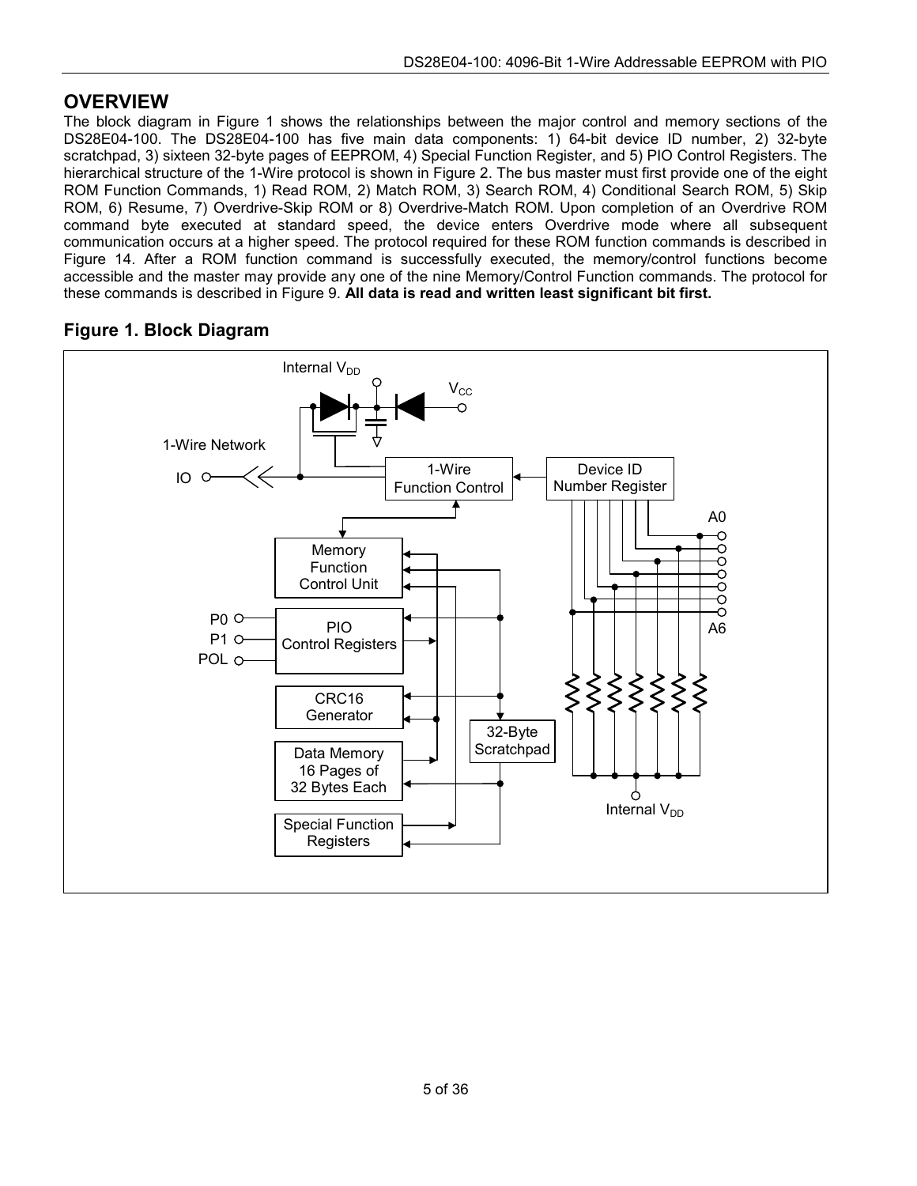## OVERVIEW

The block diagram in Figure 1 shows the relationships between the major control and memory sections of the DS28E04-100. The DS28E04-100 has five main data components: 1) 64-bit device ID number, 2) 32-byte scratchpad, 3) sixteen 32-byte pages of EEPROM, 4) Special Function Register, and 5) PIO Control Registers. The hierarchical structure of the 1-Wire protocol is shown in Figure 2. The bus master must first provide one of the eight ROM Function Commands, 1) Read ROM, 2) Match ROM, 3) Search ROM, 4) Conditional Search ROM, 5) Skip ROM, 6) Resume, 7) Overdrive-Skip ROM or 8) Overdrive-Match ROM. Upon completion of an Overdrive ROM command byte executed at standard speed, the device enters Overdrive mode where all subsequent communication occurs at a higher speed. The protocol required for these ROM function commands is described in Figure 14. After a ROM function command is successfully executed, the memory/control functions become accessible and the master may provide any one of the nine Memory/Control Function commands. The protocol for these commands is described in Figure 9. **All data is read and written least significant bit first.**

### Figure 1. Block Diagram

Internal $V_{DD}$

$V_{CC}$

1-Wire Network

IO

1-Wire Function Control

Device ID Number Register

A0

A6

Memory Function Control Unit

P0

P1

POL

PIO Control Registers

CRC16 Generator

32-Byte Scratchpad

Data Memory 16 Pages of 32 Bytes Each

Special Function Registers

Internal $V_{DD}$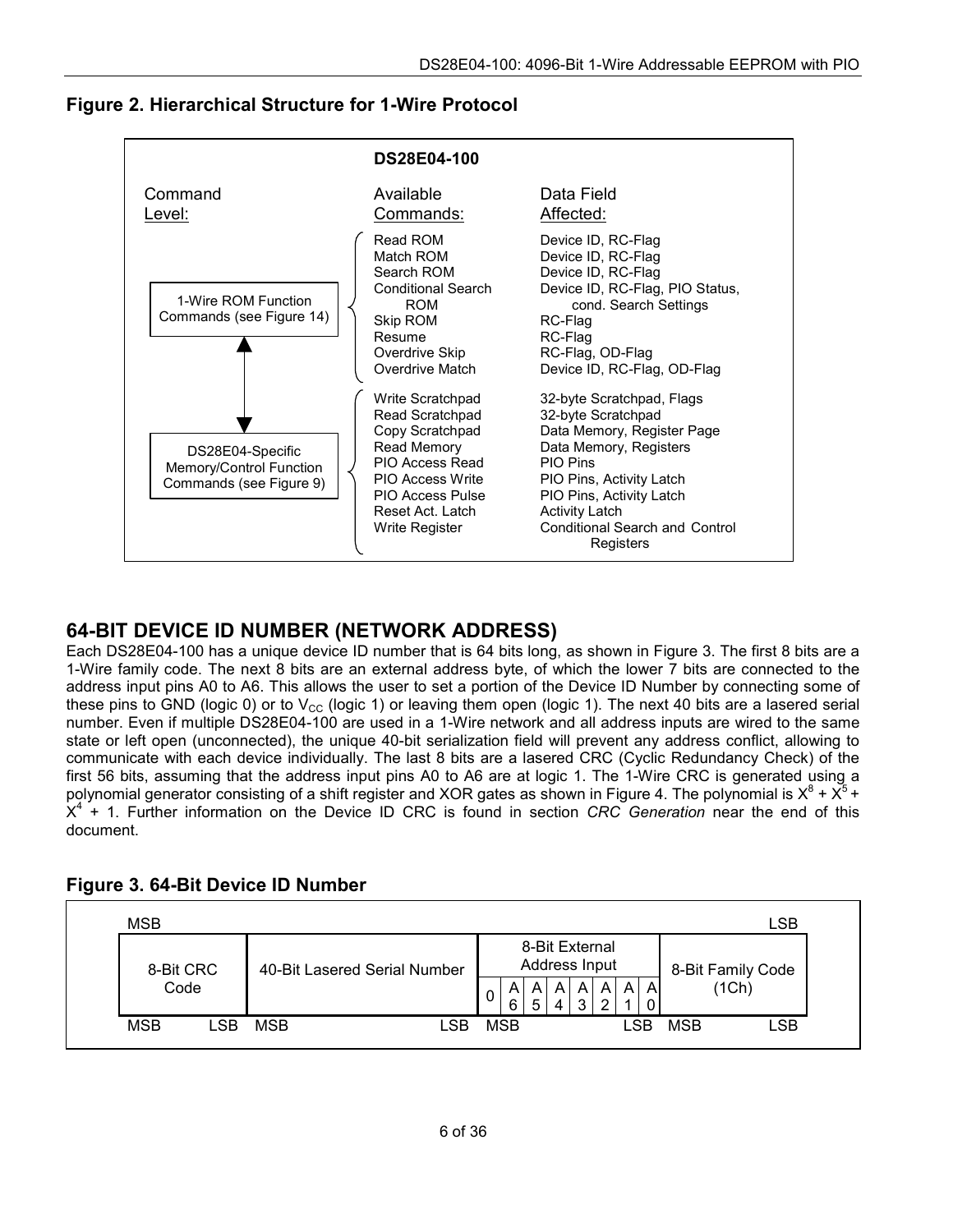**Figure 2. Hierarchical Structure for 1-Wire Protocol**

DS28E04-100

| Command Level: | Available Commands: | Data Field Affected: |
| --- | --- | --- |
| 1-Wire ROM Function Commands (see Figure 14) | Read ROM | Device ID, RC-Flag |
| | Match ROM | Device ID, RC-Flag |
| | Search ROM | Device ID, RC-Flag |
| | Conditional Search ROM | Device ID, RC-Flag, PIO Status, cond. Search Settings |
| | Skip ROM | RC-Flag |
| | Resume | RC-Flag |
| | Overdrive Skip | RC-Flag, OD-Flag |
| | Overdrive Match | Device ID, RC-Flag, OD-Flag |
| DS28E04-Specific Memory/Control Function Commands (see Figure 9) | Write Scratchpad | 32-byte Scratchpad, Flags |
| | Read Scratchpad | 32-byte Scratchpad |
| | Copy Scratchpad | Data Memory, Register Page |
| | Read Memory | Data Memory, Registers |
| | PIO Access Read | PIO Pins |
| | PIO Access Write | PIO Pins, Activity Latch |
| | PIO Access Pulse | PIO Pins, Activity Latch |
| | Reset Act. Latch | Activity Latch |
| | Write Register | Conditional Search and Control Registers |

## 64-BIT DEVICE ID NUMBER (NETWORK ADDRESS)

Each DS28E04-100 has a unique device ID number that is 64 bits long, as shown in Figure 3. The first 8 bits are a 1-Wire family code. The next 8 bits are an external address byte, of which the lower 7 bits are connected to the address input pins A0 to A6. This allows the user to set a portion of the Device ID Number by connecting some of these pins to GND (logic 0) or to $V_{CC}$ (logic 1) or leaving them open (logic 1). The next 40 bits are a lasered serial number. Even if multiple DS28E04-100 are used in a 1-Wire network and all address inputs are wired to the same state or left open (unconnected), the unique 40-bit serialization field will prevent any address conflict, allowing to communicate with each device individually. The last 8 bits are a lasered CRC (Cyclic Redundancy Check) of the first 56 bits, assuming that the address input pins A0 to A6 are at logic 1. The 1-Wire CRC is generated using a polynomial generator consisting of a shift register and XOR gates as shown in Figure 4. The polynomial is $X^8 + X^5 + X^4 + 1$. Further information on the Device ID CRC is found in section *CRC Generation* near the end of this document.

**Figure 3. 64-Bit Device ID Number**

| 8-Bit CRC Code | 40-Bit Lasered Serial Number | 8-Bit External Address Input | | | | | | | | 8-Bit Family Code (1Ch) |
| --- | --- | --- | --- | --- | --- | --- | --- | --- | --- | --- |
| | | 0 | A6 | A5 | A4 | A3 | A2 | A1 | A0 | |
| MSB LSB | MSB LSB | MSB | | | | | | | LSB | MSB LSB |

MSB (left) … LSB (right)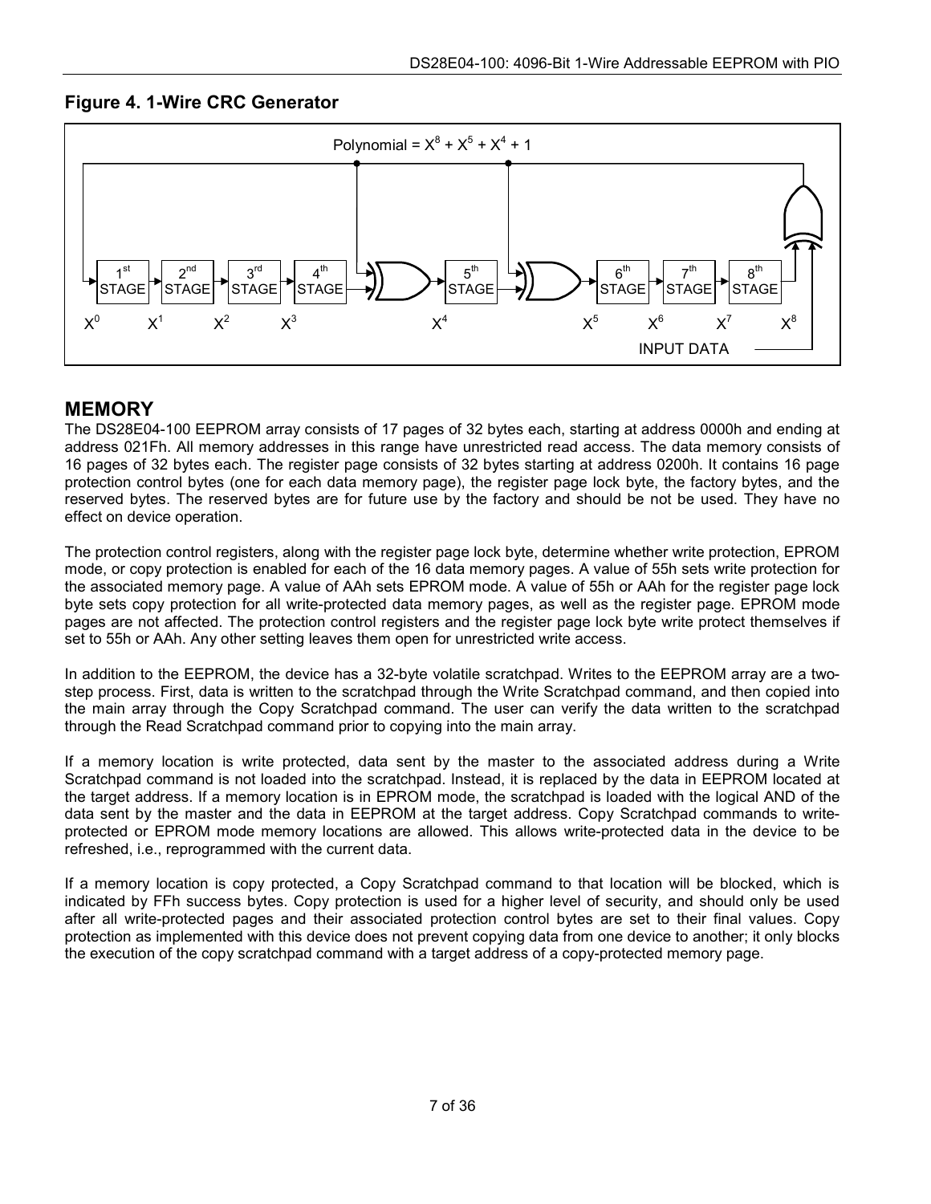**Figure 4. 1-Wire CRC Generator**

Polynomial = $X^8 + X^5 + X^4 + 1$

1st STAGE
2nd STAGE
3rd STAGE
4th STAGE
5th STAGE
6th STAGE
7th STAGE
8th STAGE

$X^0$ $X^1$ $X^2$ $X^3$ $X^4$ $X^5$ $X^6$ $X^7$ $X^8$

INPUT DATA

## MEMORY

The DS28E04-100 EEPROM array consists of 17 pages of 32 bytes each, starting at address 0000h and ending at address 021Fh. All memory addresses in this range have unrestricted read access. The data memory consists of 16 pages of 32 bytes each. The register page consists of 32 bytes starting at address 0200h. It contains 16 page protection control bytes (one for each data memory page), the register page lock byte, the factory bytes, and the reserved bytes. The reserved bytes are for future use by the factory and should be not be used. They have no effect on device operation.

The protection control registers, along with the register page lock byte, determine whether write protection, EPROM mode, or copy protection is enabled for each of the 16 data memory pages. A value of 55h sets write protection for the associated memory page. A value of AAh sets EPROM mode. A value of 55h or AAh for the register page lock byte sets copy protection for all write-protected data memory pages, as well as the register page. EPROM mode pages are not affected. The protection control registers and the register page lock byte write protect themselves if set to 55h or AAh. Any other setting leaves them open for unrestricted write access.

In addition to the EEPROM, the device has a 32-byte volatile scratchpad. Writes to the EEPROM array are a two-step process. First, data is written to the scratchpad through the Write Scratchpad command, and then copied into the main array through the Copy Scratchpad command. The user can verify the data written to the scratchpad through the Read Scratchpad command prior to copying into the main array.

If a memory location is write protected, data sent by the master to the associated address during a Write Scratchpad command is not loaded into the scratchpad. Instead, it is replaced by the data in EEPROM located at the target address. If a memory location is in EPROM mode, the scratchpad is loaded with the logical AND of the data sent by the master and the data in EEPROM at the target address. Copy Scratchpad commands to write-protected or EPROM mode memory locations are allowed. This allows write-protected data in the device to be refreshed, i.e., reprogrammed with the current data.

If a memory location is copy protected, a Copy Scratchpad command to that location will be blocked, which is indicated by FFh success bytes. Copy protection is used for a higher level of security, and should only be used after all write-protected pages and their associated protection control bytes are set to their final values. Copy protection as implemented with this device does not prevent copying data from one device to another; it only blocks the execution of the copy scratchpad command with a target address of a copy-protected memory page.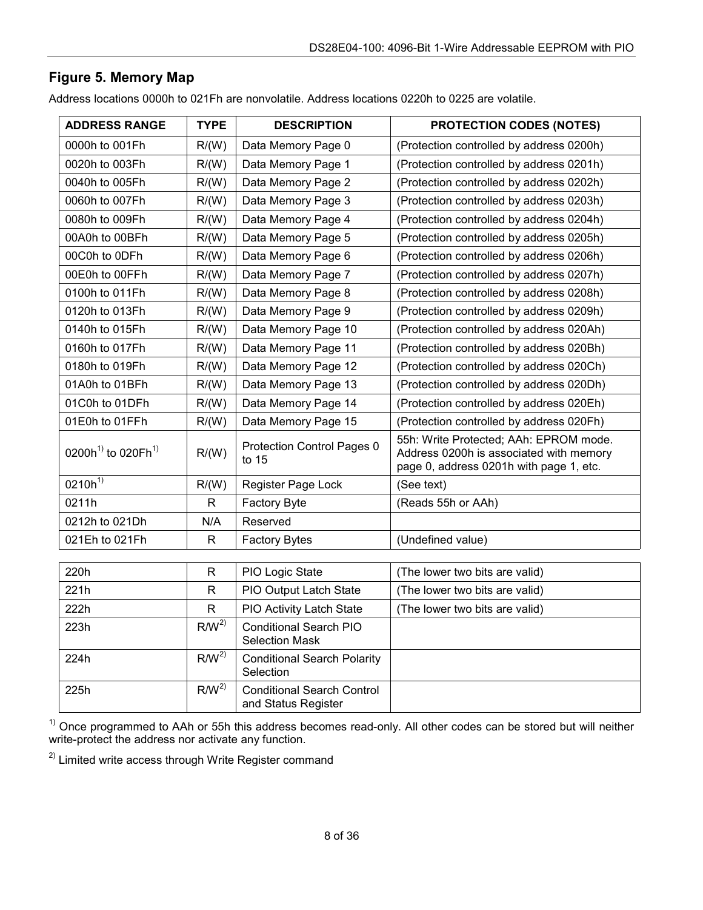## Figure 5. Memory Map

Address locations 0000h to 021Fh are nonvolatile. Address locations 0220h to 0225 are volatile.

| ADDRESS RANGE | TYPE | DESCRIPTION | PROTECTION CODES (NOTES) |
|---|---|---|---|
| 0000h to 001Fh | R/(W) | Data Memory Page 0 | (Protection controlled by address 0200h) |
| 0020h to 003Fh | R/(W) | Data Memory Page 1 | (Protection controlled by address 0201h) |
| 0040h to 005Fh | R/(W) | Data Memory Page 2 | (Protection controlled by address 0202h) |
| 0060h to 007Fh | R/(W) | Data Memory Page 3 | (Protection controlled by address 0203h) |
| 0080h to 009Fh | R/(W) | Data Memory Page 4 | (Protection controlled by address 0204h) |
| 00A0h to 00BFh | R/(W) | Data Memory Page 5 | (Protection controlled by address 0205h) |
| 00C0h to 0DFh | R/(W) | Data Memory Page 6 | (Protection controlled by address 0206h) |
| 00E0h to 00FFh | R/(W) | Data Memory Page 7 | (Protection controlled by address 0207h) |
| 0100h to 011Fh | R/(W) | Data Memory Page 8 | (Protection controlled by address 0208h) |
| 0120h to 013Fh | R/(W) | Data Memory Page 9 | (Protection controlled by address 0209h) |
| 0140h to 015Fh | R/(W) | Data Memory Page 10 | (Protection controlled by address 020Ah) |
| 0160h to 017Fh | R/(W) | Data Memory Page 11 | (Protection controlled by address 020Bh) |
| 0180h to 019Fh | R/(W) | Data Memory Page 12 | (Protection controlled by address 020Ch) |
| 01A0h to 01BFh | R/(W) | Data Memory Page 13 | (Protection controlled by address 020Dh) |
| 01C0h to 01DFh | R/(W) | Data Memory Page 14 | (Protection controlled by address 020Eh) |
| 01E0h to 01FFh | R/(W) | Data Memory Page 15 | (Protection controlled by address 020Fh) |
| 0200h[1] to 020Fh[1] | R/(W) | Protection Control Pages 0 to 15 | 55h: Write Protected; AAh: EPROM mode. Address 0200h is associated with memory page 0, address 0201h with page 1, etc. |
| 0210h[1] | R/(W) | Register Page Lock | (See text) |
| 0211h | R | Factory Byte | (Reads 55h or AAh) |
| 0212h to 021Dh | N/A | Reserved | |
| 021Eh to 021Fh | R | Factory Bytes | (Undefined value) |
| 220h | R | PIO Logic State | (The lower two bits are valid) |
| 221h | R | PIO Output Latch State | (The lower two bits are valid) |
| 222h | R | PIO Activity Latch State | (The lower two bits are valid) |
| 223h | R/W[2] | Conditional Search PIO Selection Mask | |
| 224h | R/W[2] | Conditional Search Polarity Selection | |
| 225h | R/W[2] | Conditional Search Control and Status Register | |

[1] Once programmed to AAh or 55h this address becomes read-only. All other codes can be stored but will neither write-protect the address nor activate any function.

[2] Limited write access through Write Register command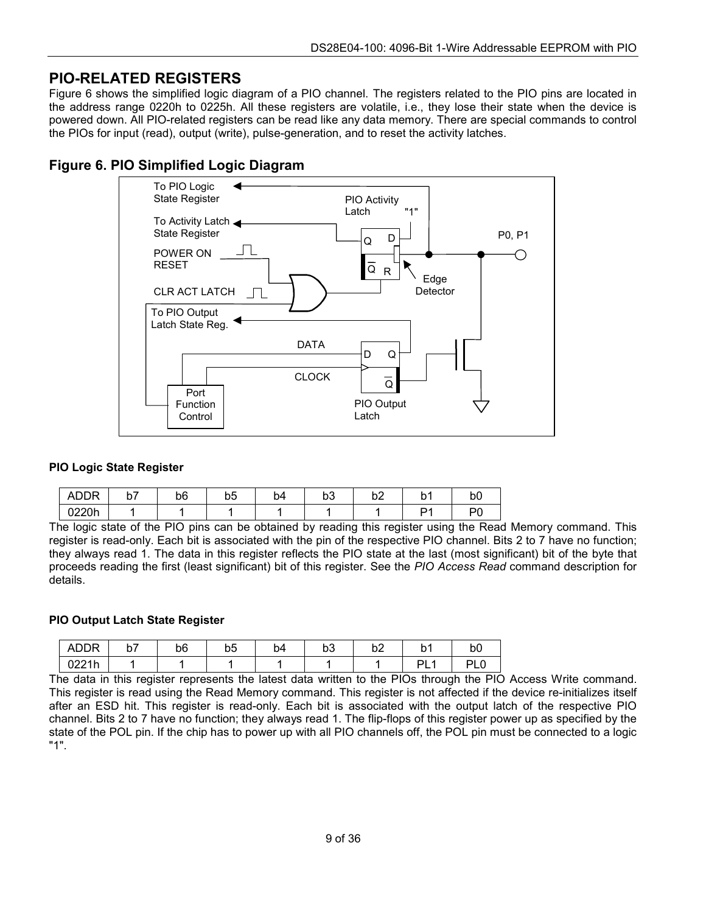## PIO-RELATED REGISTERS

Figure 6 shows the simplified logic diagram of a PIO channel. The registers related to the PIO pins are located in the address range 0220h to 0225h. All these registers are volatile, i.e., they lose their state when the device is powered down. All PIO-related registers can be read like any data memory. There are special commands to control the PIOs for input (read), output (write), pulse-generation, and to reset the activity latches.

### Figure 6. PIO Simplified Logic Diagram

To PIO Logic State Register
To Activity Latch State Register
POWER ON RESET
CLR ACT LATCH
To PIO Output Latch State Reg.
PIO Activity Latch
"1"
Q D
Q R
Edge Detector
P0, P1
DATA
CLOCK
D Q
Q
Port Function Control
PIO Output Latch

**PIO Logic State Register**

| ADDR | b7 | b6 | b5 | b4 | b3 | b2 | b1 | b0 |
|---|---|---|---|---|---|---|---|---|
| 0220h | 1 | 1 | 1 | 1 | 1 | 1 | P1 | P0 |

The logic state of the PIO pins can be obtained by reading this register using the Read Memory command. This register is read-only. Each bit is associated with the pin of the respective PIO channel. Bits 2 to 7 have no function; they always read 1. The data in this register reflects the PIO state at the last (most significant) bit of the byte that proceeds reading the first (least significant) bit of this register. See the *PIO Access Read* command description for details.

**PIO Output Latch State Register**

| ADDR | b7 | b6 | b5 | b4 | b3 | b2 | b1 | b0 |
|---|---|---|---|---|---|---|---|---|
| 0221h | 1 | 1 | 1 | 1 | 1 | 1 | PL1 | PL0 |

The data in this register represents the latest data written to the PIOs through the PIO Access Write command. This register is read using the Read Memory command. This register is not affected if the device re-initializes itself after an ESD hit. This register is read-only. Each bit is associated with the output latch of the respective PIO channel. Bits 2 to 7 have no function; they always read 1. The flip-flops of this register power up as specified by the state of the POL pin. If the chip has to power up with all PIO channels off, the POL pin must be connected to a logic "1".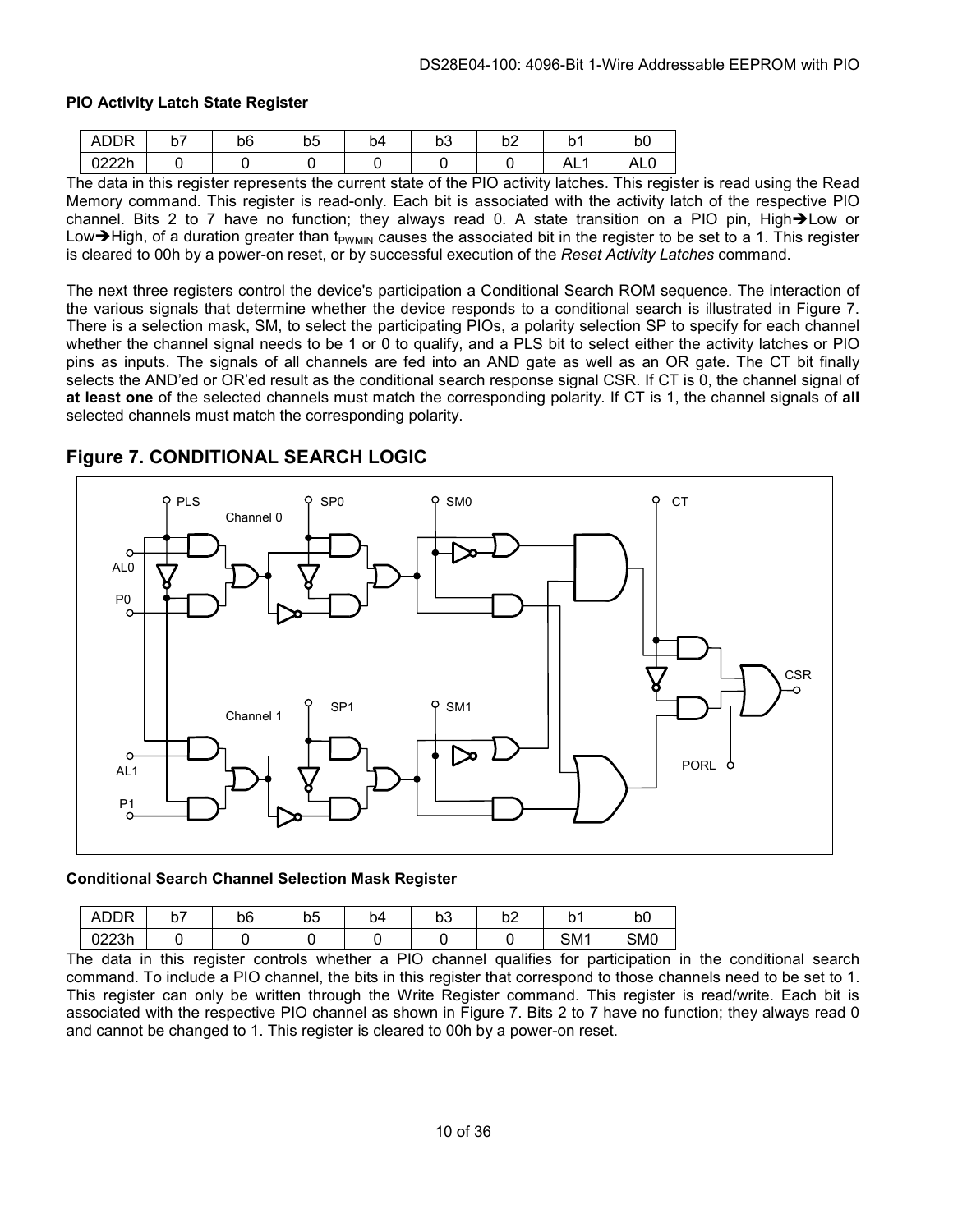**PIO Activity Latch State Register**

| ADDR | b7 | b6 | b5 | b4 | b3 | b2 | b1 | b0 |
|---|---|---|---|---|---|---|---|---|
| 0222h | 0 | 0 | 0 | 0 | 0 | 0 | AL1 | AL0 |

The data in this register represents the current state of the PIO activity latches. This register is read using the Read Memory command. This register is read-only. Each bit is associated with the activity latch of the respective PIO channel. Bits 2 to 7 have no function; they always read 0. A state transition on a PIO pin, High→Low or Low→High, of a duration greater than $t_{PWMIN}$ causes the associated bit in the register to be set to a 1. This register is cleared to 00h by a power-on reset, or by successful execution of the *Reset Activity Latches* command.

The next three registers control the device's participation a Conditional Search ROM sequence. The interaction of the various signals that determine whether the device responds to a conditional search is illustrated in Figure 7. There is a selection mask, SM, to select the participating PIOs, a polarity selection SP to specify for each channel whether the channel signal needs to be 1 or 0 to qualify, and a PLS bit to select either the activity latches or PIO pins as inputs. The signals of all channels are fed into an AND gate as well as an OR gate. The CT bit finally selects the AND'ed or OR'ed result as the conditional search response signal CSR. If CT is 0, the channel signal of **at least one** of the selected channels must match the corresponding polarity. If CT is 1, the channel signals of **all** selected channels must match the corresponding polarity.

## Figure 7. CONDITIONAL SEARCH LOGIC

PLS
SP0
SM0
CT
Channel 0
AL0
P0
CSR
SP1
SM1
Channel 1
PORL
AL1
P1

**Conditional Search Channel Selection Mask Register**

| ADDR | b7 | b6 | b5 | b4 | b3 | b2 | b1 | b0 |
|---|---|---|---|---|---|---|---|---|
| 0223h | 0 | 0 | 0 | 0 | 0 | 0 | SM1 | SM0 |

The data in this register controls whether a PIO channel qualifies for participation in the conditional search command. To include a PIO channel, the bits in this register that correspond to those channels need to be set to 1. This register can only be written through the Write Register command. This register is read/write. Each bit is associated with the respective PIO channel as shown in Figure 7. Bits 2 to 7 have no function; they always read 0 and cannot be changed to 1. This register is cleared to 00h by a power-on reset.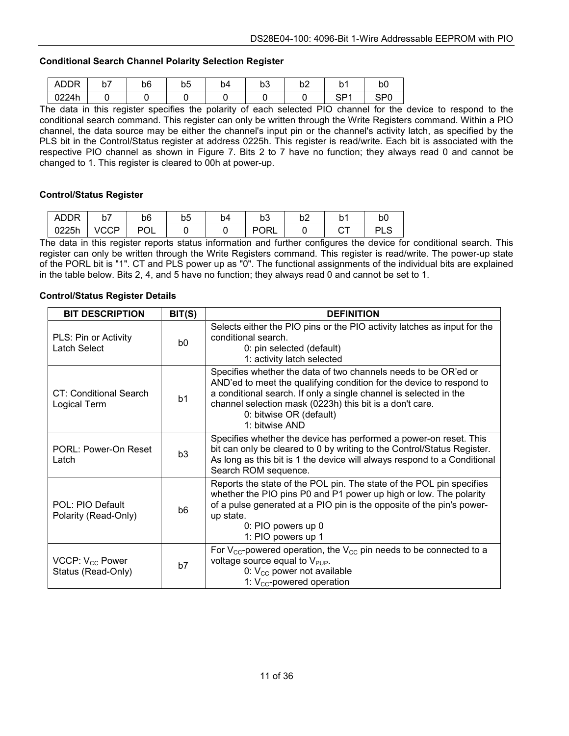### Conditional Search Channel Polarity Selection Register

| ADDR | b7 | b6 | b5 | b4 | b3 | b2 | b1 | b0 |
|---|---|---|---|---|---|---|---|---|
| 0224h | 0 | 0 | 0 | 0 | 0 | 0 | SP1 | SP0 |

The data in this register specifies the polarity of each selected PIO channel for the device to respond to the conditional search command. This register can only be written through the Write Registers command. Within a PIO channel, the data source may be either the channel's input pin or the channel's activity latch, as specified by the PLS bit in the Control/Status register at address 0225h. This register is read/write. Each bit is associated with the respective PIO channel as shown in Figure 7. Bits 2 to 7 have no function; they always read 0 and cannot be changed to 1. This register is cleared to 00h at power-up.

### Control/Status Register

| ADDR | b7 | b6 | b5 | b4 | b3 | b2 | b1 | b0 |
|---|---|---|---|---|---|---|---|---|
| 0225h | VCCP | POL | 0 | 0 | PORL | 0 | CT | PLS |

The data in this register reports status information and further configures the device for conditional search. This register can only be written through the Write Registers command. This register is read/write. The power-up state of the PORL bit is "1". CT and PLS power up as "0". The functional assignments of the individual bits are explained in the table below. Bits 2, 4, and 5 have no function; they always read 0 and cannot be set to 1.

### Control/Status Register Details

| BIT DESCRIPTION | BIT(S) | DEFINITION |
|---|---|---|
| PLS: Pin or Activity Latch Select | b0 | Selects either the PIO pins or the PIO activity latches as input for the conditional search.<br>0: pin selected (default)<br>1: activity latch selected |
| CT: Conditional Search Logical Term | b1 | Specifies whether the data of two channels needs to be OR'ed or AND'ed to meet the qualifying condition for the device to respond to a conditional search. If only a single channel is selected in the channel selection mask (0223h) this bit is a don't care.<br>0: bitwise OR (default)<br>1: bitwise AND |
| PORL: Power-On Reset Latch | b3 | Specifies whether the device has performed a power-on reset. This bit can only be cleared to 0 by writing to the Control/Status Register. As long as this bit is 1 the device will always respond to a Conditional Search ROM sequence. |
| POL: PIO Default Polarity (Read-Only) | b6 | Reports the state of the POL pin. The state of the POL pin specifies whether the PIO pins P0 and P1 power up high or low. The polarity of a pulse generated at a PIO pin is the opposite of the pin's power-up state.<br>0: PIO powers up 0<br>1: PIO powers up 1 |
| VCCP: $V_{CC}$ Power Status (Read-Only) | b7 | For $V_{CC}$-powered operation, the $V_{CC}$ pin needs to be connected to a voltage source equal to $V_{PUP}$.<br>0: $V_{CC}$ power not available<br>1: $V_{CC}$-powered operation |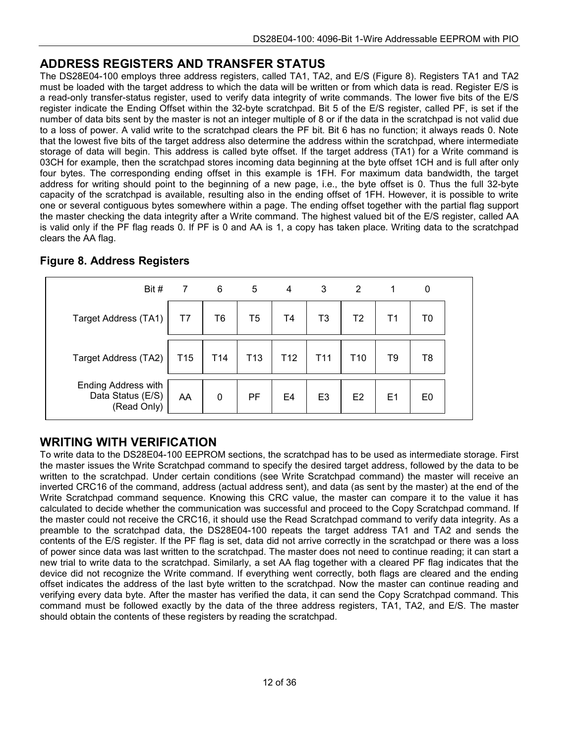## ADDRESS REGISTERS AND TRANSFER STATUS

The DS28E04-100 employs three address registers, called TA1, TA2, and E/S (Figure 8). Registers TA1 and TA2 must be loaded with the target address to which the data will be written or from which data is read. Register E/S is a read-only transfer-status register, used to verify data integrity of write commands. The lower five bits of the E/S register indicate the Ending Offset within the 32-byte scratchpad. Bit 5 of the E/S register, called PF, is set if the number of data bits sent by the master is not an integer multiple of 8 or if the data in the scratchpad is not valid due to a loss of power. A valid write to the scratchpad clears the PF bit. Bit 6 has no function; it always reads 0. Note that the lowest five bits of the target address also determine the address within the scratchpad, where intermediate storage of data will begin. This address is called byte offset. If the target address (TA1) for a Write command is 03CH for example, then the scratchpad stores incoming data beginning at the byte offset 1CH and is full after only four bytes. The corresponding ending offset in this example is 1FH. For maximum data bandwidth, the target address for writing should point to the beginning of a new page, i.e., the byte offset is 0. Thus the full 32-byte capacity of the scratchpad is available, resulting also in the ending offset of 1FH. However, it is possible to write one or several contiguous bytes somewhere within a page. The ending offset together with the partial flag support the master checking the data integrity after a Write command. The highest valued bit of the E/S register, called AA is valid only if the PF flag reads 0. If PF is 0 and AA is 1, a copy has taken place. Writing data to the scratchpad clears the AA flag.

### Figure 8. Address Registers

| Bit # | 7 | 6 | 5 | 4 | 3 | 2 | 1 | 0 |
|---|---|---|---|---|---|---|---|---|
| Target Address (TA1) | T7 | T6 | T5 | T4 | T3 | T2 | T1 | T0 |
| Target Address (TA2) | T15 | T14 | T13 | T12 | T11 | T10 | T9 | T8 |
| Ending Address with Data Status (E/S) (Read Only) | AA | 0 | PF | E4 | E3 | E2 | E1 | E0 |

## WRITING WITH VERIFICATION

To write data to the DS28E04-100 EEPROM sections, the scratchpad has to be used as intermediate storage. First the master issues the Write Scratchpad command to specify the desired target address, followed by the data to be written to the scratchpad. Under certain conditions (see Write Scratchpad command) the master will receive an inverted CRC16 of the command, address (actual address sent), and data (as sent by the master) at the end of the Write Scratchpad command sequence. Knowing this CRC value, the master can compare it to the value it has calculated to decide whether the communication was successful and proceed to the Copy Scratchpad command. If the master could not receive the CRC16, it should use the Read Scratchpad command to verify data integrity. As a preamble to the scratchpad data, the DS28E04-100 repeats the target address TA1 and TA2 and sends the contents of the E/S register. If the PF flag is set, data did not arrive correctly in the scratchpad or there was a loss of power since data was last written to the scratchpad. The master does not need to continue reading; it can start a new trial to write data to the scratchpad. Similarly, a set AA flag together with a cleared PF flag indicates that the device did not recognize the Write command. If everything went correctly, both flags are cleared and the ending offset indicates the address of the last byte written to the scratchpad. Now the master can continue reading and verifying every data byte. After the master has verified the data, it can send the Copy Scratchpad command. This command must be followed exactly by the data of the three address registers, TA1, TA2, and E/S. The master should obtain the contents of these registers by reading the scratchpad.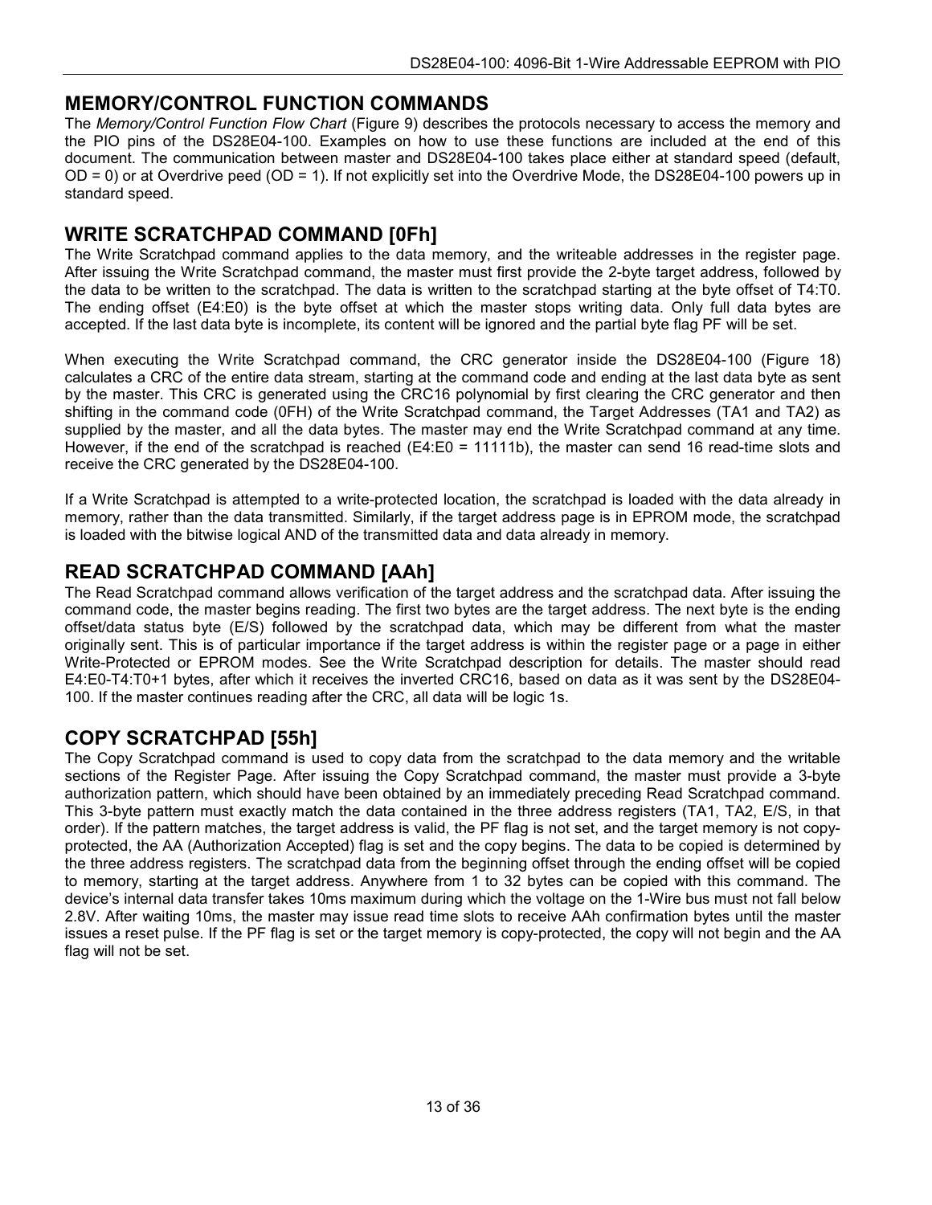## MEMORY/CONTROL FUNCTION COMMANDS

The *Memory/Control Function Flow Chart* (Figure 9) describes the protocols necessary to access the memory and the PIO pins of the DS28E04-100. Examples on how to use these functions are included at the end of this document. The communication between master and DS28E04-100 takes place either at standard speed (default, OD = 0) or at Overdrive peed (OD = 1). If not explicitly set into the Overdrive Mode, the DS28E04-100 powers up in standard speed.

## WRITE SCRATCHPAD COMMAND [0Fh]

The Write Scratchpad command applies to the data memory, and the writeable addresses in the register page. After issuing the Write Scratchpad command, the master must first provide the 2-byte target address, followed by the data to be written to the scratchpad. The data is written to the scratchpad starting at the byte offset of T4:T0. The ending offset (E4:E0) is the byte offset at which the master stops writing data. Only full data bytes are accepted. If the last data byte is incomplete, its content will be ignored and the partial byte flag PF will be set.

When executing the Write Scratchpad command, the CRC generator inside the DS28E04-100 (Figure 18) calculates a CRC of the entire data stream, starting at the command code and ending at the last data byte as sent by the master. This CRC is generated using the CRC16 polynomial by first clearing the CRC generator and then shifting in the command code (0FH) of the Write Scratchpad command, the Target Addresses (TA1 and TA2) as supplied by the master, and all the data bytes. The master may end the Write Scratchpad command at any time. However, if the end of the scratchpad is reached (E4:E0 = 11111b), the master can send 16 read-time slots and receive the CRC generated by the DS28E04-100.

If a Write Scratchpad is attempted to a write-protected location, the scratchpad is loaded with the data already in memory, rather than the data transmitted. Similarly, if the target address page is in EPROM mode, the scratchpad is loaded with the bitwise logical AND of the transmitted data and data already in memory.

## READ SCRATCHPAD COMMAND [AAh]

The Read Scratchpad command allows verification of the target address and the scratchpad data. After issuing the command code, the master begins reading. The first two bytes are the target address. The next byte is the ending offset/data status byte (E/S) followed by the scratchpad data, which may be different from what the master originally sent. This is of particular importance if the target address is within the register page or a page in either Write-Protected or EPROM modes. See the Write Scratchpad description for details. The master should read E4:E0-T4:T0+1 bytes, after which it receives the inverted CRC16, based on data as it was sent by the DS28E04-100. If the master continues reading after the CRC, all data will be logic 1s.

## COPY SCRATCHPAD [55h]

The Copy Scratchpad command is used to copy data from the scratchpad to the data memory and the writable sections of the Register Page. After issuing the Copy Scratchpad command, the master must provide a 3-byte authorization pattern, which should have been obtained by an immediately preceding Read Scratchpad command. This 3-byte pattern must exactly match the data contained in the three address registers (TA1, TA2, E/S, in that order). If the pattern matches, the target address is valid, the PF flag is not set, and the target memory is not copy-protected, the AA (Authorization Accepted) flag is set and the copy begins. The data to be copied is determined by the three address registers. The scratchpad data from the beginning offset through the ending offset will be copied to memory, starting at the target address. Anywhere from 1 to 32 bytes can be copied with this command. The device's internal data transfer takes 10ms maximum during which the voltage on the 1-Wire bus must not fall below 2.8V. After waiting 10ms, the master may issue read time slots to receive AAh confirmation bytes until the master issues a reset pulse. If the PF flag is set or the target memory is copy-protected, the copy will not begin and the AA flag will not be set.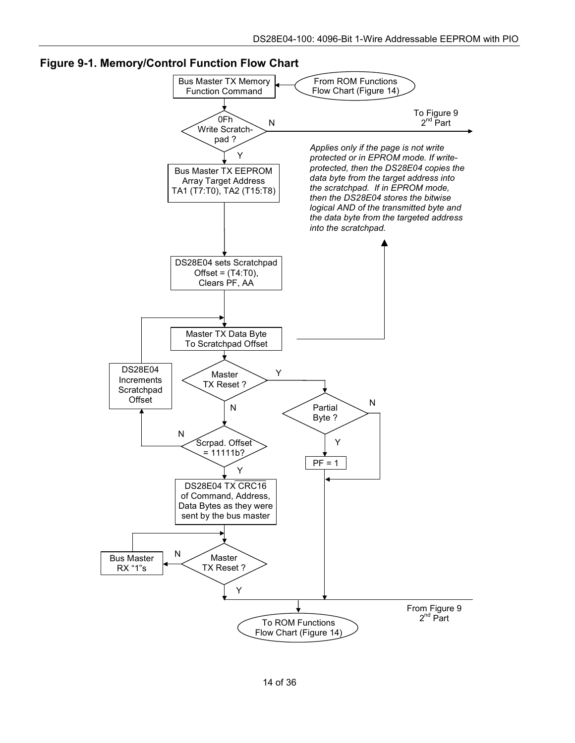## Figure 9-1. Memory/Control Function Flow Chart

Bus Master TX Memory Function Command

From ROM Functions Flow Chart (Figure 14)

0Fh Write Scratch-pad ?

N

To Figure 9 2nd Part

Y

Bus Master TX EEPROM Array Target Address TA1 (T7:T0), TA2 (T15:T8)

*Applies only if the page is not write protected or in EPROM mode. If write-protected, then the DS28E04 copies the data byte from the target address into the scratchpad. If in EPROM mode, then the DS28E04 stores the bitwise logical AND of the transmitted byte and the data byte from the targeted address into the scratchpad.*

DS28E04 sets Scratchpad Offset = (T4:T0), Clears PF, AA

Master TX Data Byte To Scratchpad Offset

DS28E04 Increments Scratchpad Offset

Master TX Reset ?

Y

N

Partial Byte ?

N

Y

PF = 1

N

Scrpad. Offset = 11111b?

Y

DS28E04 TX $\overline{\text{CRC16}}$ of Command, Address, Data Bytes as they were sent by the bus master

Bus Master RX "1"s

N

Master TX Reset ?

Y

From Figure 9 2nd Part

To ROM Functions Flow Chart (Figure 14)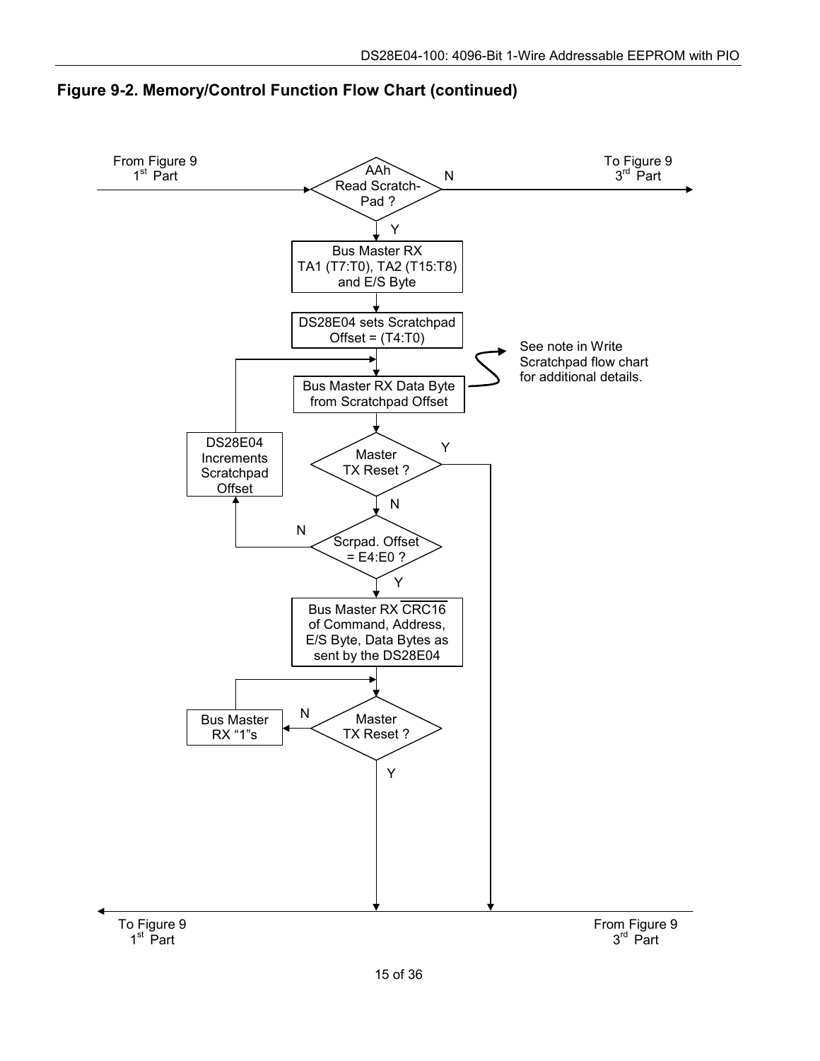## Figure 9-2. Memory/Control Function Flow Chart (continued)

From Figure 9 1st Part

AAh Read Scratch-Pad ?

N

To Figure 9 3rd Part

Y

Bus Master RX TA1 (T7:T0), TA2 (T15:T8) and E/S Byte

DS28E04 sets Scratchpad Offset = (T4:T0)

See note in Write Scratchpad flow chart for additional details.

Bus Master RX Data Byte from Scratchpad Offset

DS28E04 Increments Scratchpad Offset

Master TX Reset ?

Y

N

N

Scrpad. Offset = E4:E0 ?

Y

Bus Master RX $\overline{\text{CRC16}}$ of Command, Address, E/S Byte, Data Bytes as sent by the DS28E04

Bus Master RX "1"s

N

Master TX Reset ?

Y

To Figure 9 1st Part

From Figure 9 3rd Part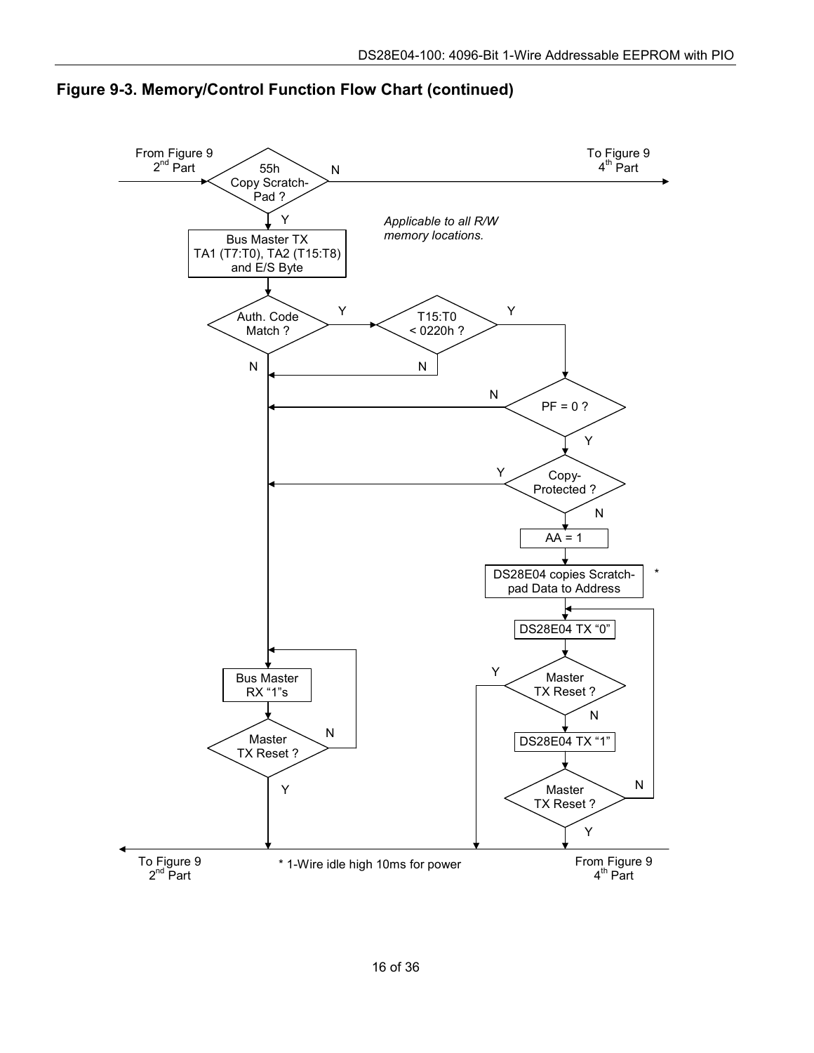## Figure 9-3. Memory/Control Function Flow Chart (continued)

From Figure 9 2nd Part

55h Copy Scratch-Pad ?

N

To Figure 9 4th Part

Y

Applicable to all R/W memory locations.

Bus Master TX TA1 (T7:T0), TA2 (T15:T8) and E/S Byte

Auth. Code Match ?

Y

T15:T0 < 0220h ?

Y

N

N

N

PF = 0 ?

Y

Y

Copy-Protected ?

N

AA = 1

DS28E04 copies Scratch-pad Data to Address

*

DS28E04 TX "0"

Y

Master TX Reset ?

N

Bus Master RX "1"s

Master TX Reset ?

N

DS28E04 TX "1"

Y

Master TX Reset ?

N

Y

To Figure 9 2nd Part

\* 1-Wire idle high 10ms for power

From Figure 9 4th Part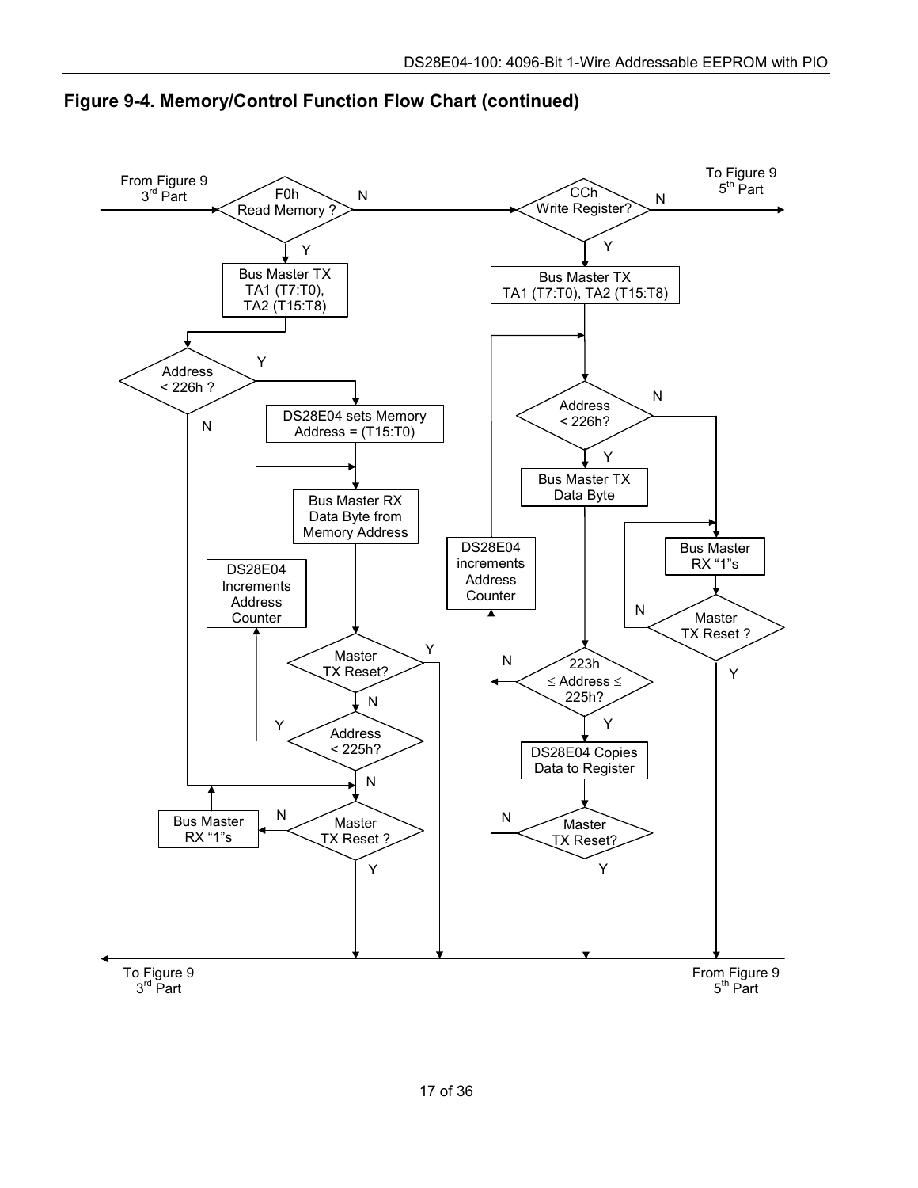**Figure 9-4. Memory/Control Function Flow Chart (continued)**

From Figure 9 3rd Part

F0h Read Memory ?

N

CCh Write Register?

N

To Figure 9 5th Part

Y

Bus Master TX TA1 (T7:T0), TA2 (T15:T8)

Y

Bus Master TX TA1 (T7:T0), TA2 (T15:T8)

Address < 226h ?

Y

N

DS28E04 sets Memory Address = (T15:T0)

Bus Master RX Data Byte from Memory Address

DS28E04 Increments Address Counter

Master TX Reset?

Y

N

Y

Address < 225h?

N

Bus Master RX “1”s

N

Master TX Reset ?

Y

Address < 226h?

N

Y

Bus Master TX Data Byte

DS28E04 increments Address Counter

Bus Master RX “1”s

N

Master TX Reset ?

Y

N

223h ≤ Address ≤ 225h?

Y

DS28E04 Copies Data to Register

N

Master TX Reset?

Y

To Figure 9 3rd Part

From Figure 9 5th Part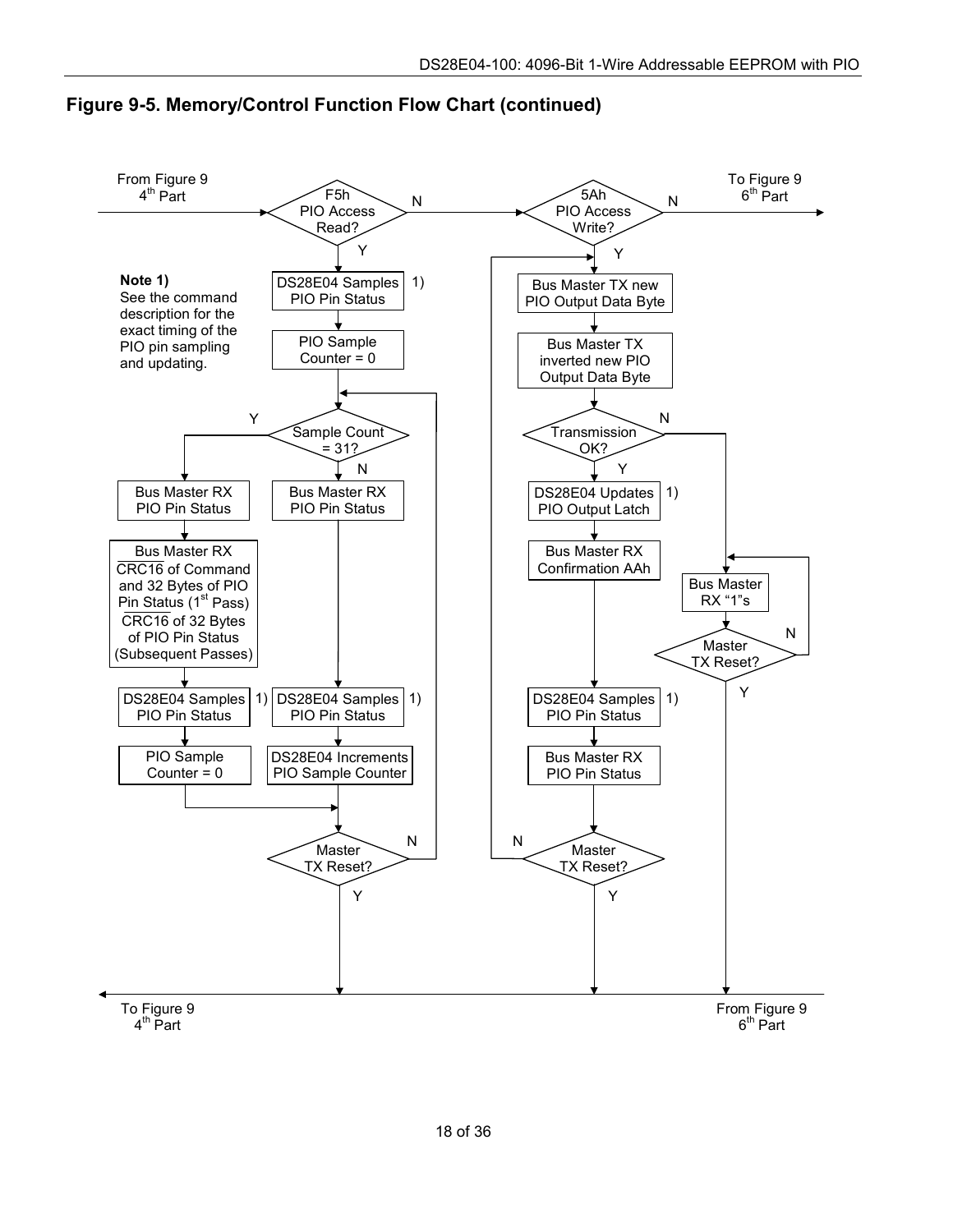## Figure 9-5. Memory/Control Function Flow Chart (continued)

From Figure 9
4th Part

F5h
PIO Access
Read?

N

5Ah
PIO Access
Write?

N

To Figure 9
6th Part

Y

Y

**Note 1)**
See the command description for the exact timing of the PIO pin sampling and updating.

DS28E04 Samples PIO Pin Status 1)

PIO Sample Counter = 0

Y

Sample Count = 31?

N

Bus Master RX PIO Pin Status

Bus Master RX PIO Pin Status

Bus Master RX CRC16 of Command and 32 Bytes of PIO Pin Status (1st Pass) CRC16 of 32 Bytes of PIO Pin Status (Subsequent Passes)

DS28E04 Samples PIO Pin Status 1)

DS28E04 Samples PIO Pin Status 1)

PIO Sample Counter = 0

DS28E04 Increments PIO Sample Counter

Master TX Reset?

N

Y

Bus Master TX new PIO Output Data Byte

Bus Master TX inverted new PIO Output Data Byte

Transmission OK?

N

Y

DS28E04 Updates PIO Output Latch 1)

Bus Master RX Confirmation AAh

Bus Master RX "1"s

Master TX Reset?

N

Y

DS28E04 Samples PIO Pin Status 1)

Bus Master RX PIO Pin Status

N

Master TX Reset?

Y

To Figure 9
4th Part

From Figure 9
6th Part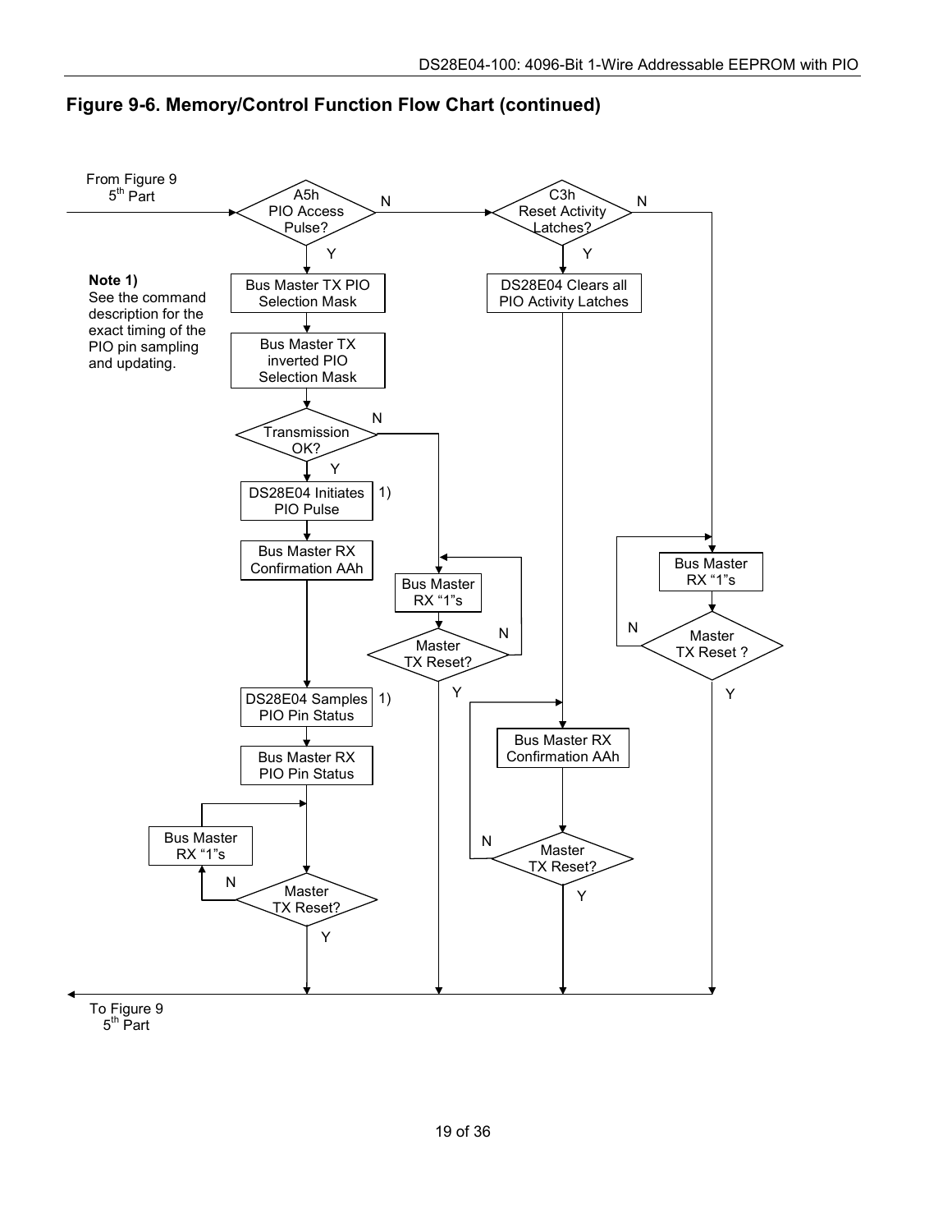## Figure 9-6. Memory/Control Function Flow Chart (continued)

From Figure 9
5th Part

A5h
PIO Access
Pulse?

N

Y

C3h
Reset Activity
Latches?

N

Y

**Note 1)**
See the command description for the exact timing of the PIO pin sampling and updating.

Bus Master TX PIO Selection Mask

Bus Master TX inverted PIO Selection Mask

Transmission OK?

N

Y

DS28E04 Initiates PIO Pulse 1)

Bus Master RX Confirmation AAh

DS28E04 Samples PIO Pin Status 1)

Bus Master RX PIO Pin Status

Bus Master RX "1"s

N

Master TX Reset?

Y

Bus Master RX "1"s

Master TX Reset?

N

Y

DS28E04 Clears all PIO Activity Latches

Bus Master RX Confirmation AAh

N

Master TX Reset?

Y

Bus Master RX "1"s

N

Master TX Reset ?

Y

To Figure 9
5th Part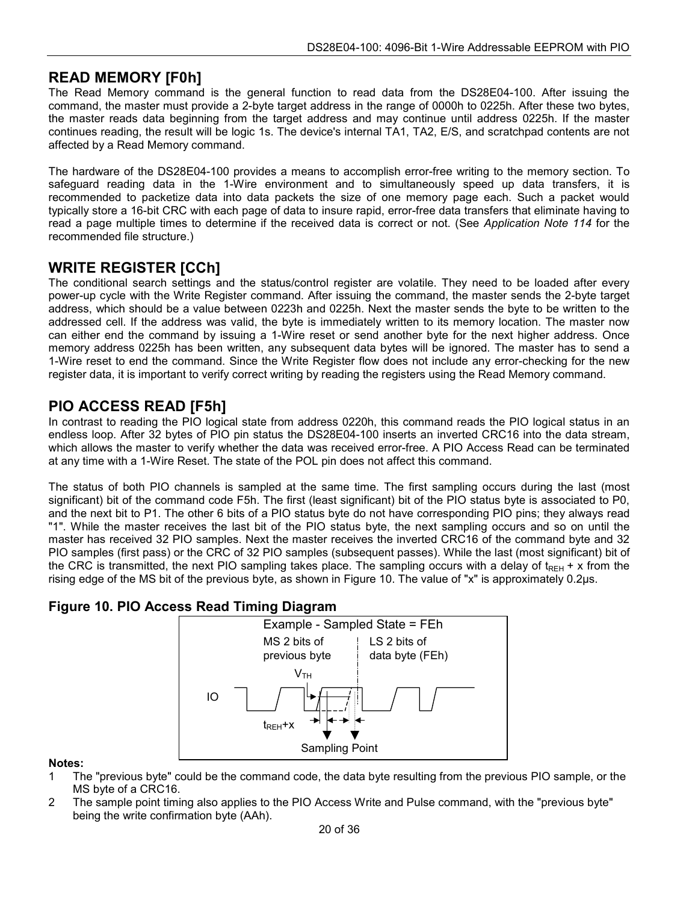## READ MEMORY [F0h]

The Read Memory command is the general function to read data from the DS28E04-100. After issuing the command, the master must provide a 2-byte target address in the range of 0000h to 0225h. After these two bytes, the master reads data beginning from the target address and may continue until address 0225h. If the master continues reading, the result will be logic 1s. The device's internal TA1, TA2, E/S, and scratchpad contents are not affected by a Read Memory command.

The hardware of the DS28E04-100 provides a means to accomplish error-free writing to the memory section. To safeguard reading data in the 1-Wire environment and to simultaneously speed up data transfers, it is recommended to packetize data into data packets the size of one memory page each. Such a packet would typically store a 16-bit CRC with each page of data to insure rapid, error-free data transfers that eliminate having to read a page multiple times to determine if the received data is correct or not. (See *Application Note 114* for the recommended file structure.)

## WRITE REGISTER [CCh]

The conditional search settings and the status/control register are volatile. They need to be loaded after every power-up cycle with the Write Register command. After issuing the command, the master sends the 2-byte target address, which should be a value between 0223h and 0225h. Next the master sends the byte to be written to the addressed cell. If the address was valid, the byte is immediately written to its memory location. The master now can either end the command by issuing a 1-Wire reset or send another byte for the next higher address. Once memory address 0225h has been written, any subsequent data bytes will be ignored. The master has to send a 1-Wire reset to end the command. Since the Write Register flow does not include any error-checking for the new register data, it is important to verify correct writing by reading the registers using the Read Memory command.

## PIO ACCESS READ [F5h]

In contrast to reading the PIO logical state from address 0220h, this command reads the PIO logical status in an endless loop. After 32 bytes of PIO pin status the DS28E04-100 inserts an inverted CRC16 into the data stream, which allows the master to verify whether the data was received error-free. A PIO Access Read can be terminated at any time with a 1-Wire Reset. The state of the POL pin does not affect this command.

The status of both PIO channels is sampled at the same time. The first sampling occurs during the last (most significant) bit of the command code F5h. The first (least significant) bit of the PIO status byte is associated to P0, and the next bit to P1. The other 6 bits of a PIO status byte do not have corresponding PIO pins; they always read "1". While the master receives the last bit of the PIO status byte, the next sampling occurs and so on until the master has received 32 PIO samples. Next the master receives the inverted CRC16 of the command byte and 32 PIO samples (first pass) or the CRC of 32 PIO samples (subsequent passes). While the last (most significant) bit of the CRC is transmitted, the next PIO sampling takes place. The sampling occurs with a delay of $t_{REH}$ + x from the rising edge of the MS bit of the previous byte, as shown in Figure 10. The value of "x" is approximately 0.2µs.

### Figure 10. PIO Access Read Timing Diagram

Example - Sampled State = FEh

MS 2 bits of previous byte

LS 2 bits of data byte (FEh)

$V_{TH}$

IO

$t_{REH}$+x

Sampling Point

**Notes:**

1. The "previous byte" could be the command code, the data byte resulting from the previous PIO sample, or the MS byte of a CRC16.
2. The sample point timing also applies to the PIO Access Write and Pulse command, with the "previous byte" being the write confirmation byte (AAh).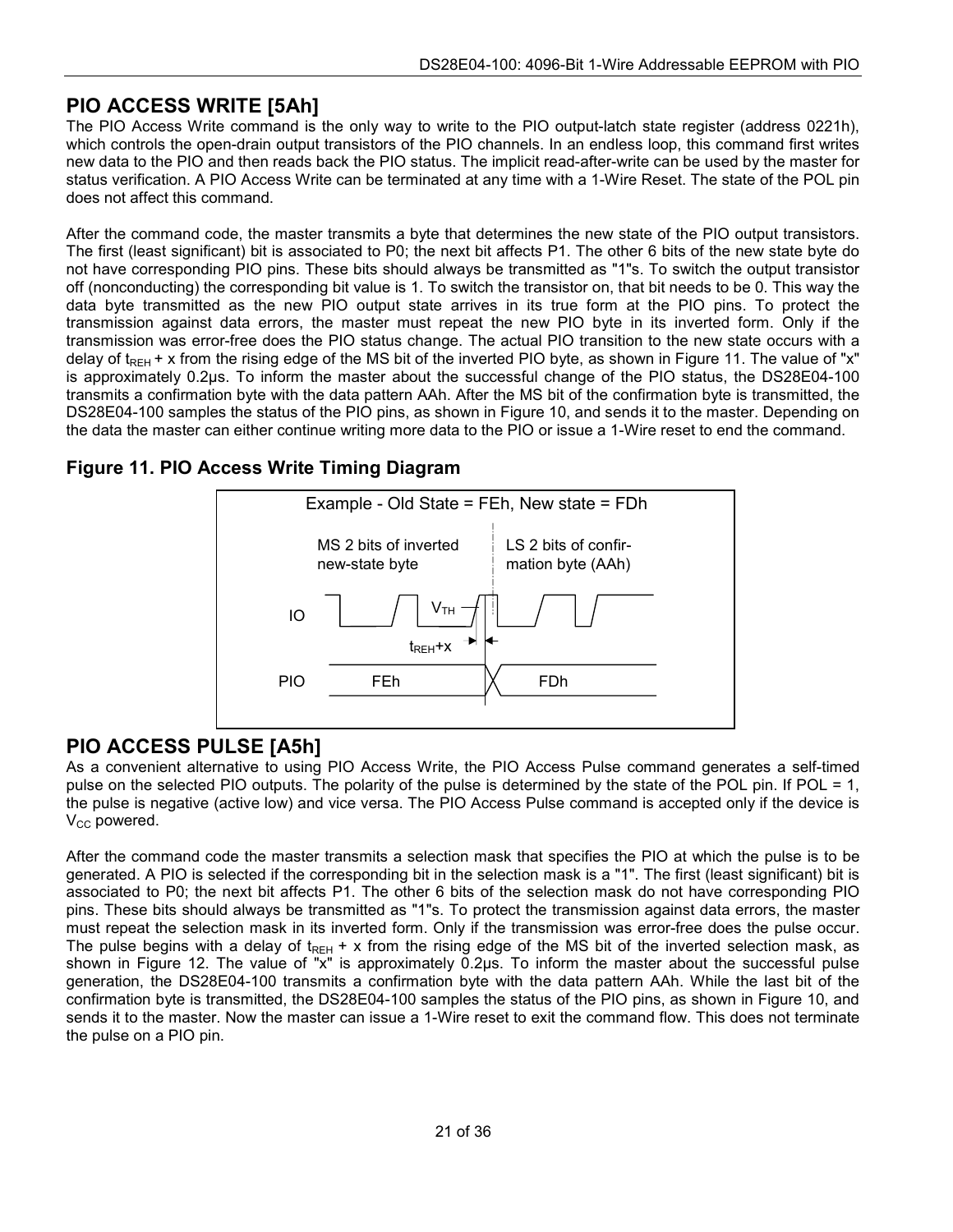## PIO ACCESS WRITE [5Ah]

The PIO Access Write command is the only way to write to the PIO output-latch state register (address 0221h), which controls the open-drain output transistors of the PIO channels. In an endless loop, this command first writes new data to the PIO and then reads back the PIO status. The implicit read-after-write can be used by the master for status verification. A PIO Access Write can be terminated at any time with a 1-Wire Reset. The state of the POL pin does not affect this command.

After the command code, the master transmits a byte that determines the new state of the PIO output transistors. The first (least significant) bit is associated to P0; the next bit affects P1. The other 6 bits of the new state byte do not have corresponding PIO pins. These bits should always be transmitted as "1"s. To switch the output transistor off (nonconducting) the corresponding bit value is 1. To switch the transistor on, that bit needs to be 0. This way the data byte transmitted as the new PIO output state arrives in its true form at the PIO pins. To protect the transmission against data errors, the master must repeat the new PIO byte in its inverted form. Only if the transmission was error-free does the PIO status change. The actual PIO transition to the new state occurs with a delay of $t_{REH}$ + x from the rising edge of the MS bit of the inverted PIO byte, as shown in Figure 11. The value of "x" is approximately 0.2µs. To inform the master about the successful change of the PIO status, the DS28E04-100 transmits a confirmation byte with the data pattern AAh. After the MS bit of the confirmation byte is transmitted, the DS28E04-100 samples the status of the PIO pins, as shown in Figure 10, and sends it to the master. Depending on the data the master can either continue writing more data to the PIO or issue a 1-Wire reset to end the command.

### Figure 11. PIO Access Write Timing Diagram

Example - Old State = FEh, New state = FDh

MS 2 bits of inverted new-state byte

LS 2 bits of confir-mation byte (AAh)

IO

$V_{TH}$

$t_{REH}$+x

PIO

FEh

FDh

## PIO ACCESS PULSE [A5h]

As a convenient alternative to using PIO Access Write, the PIO Access Pulse command generates a self-timed pulse on the selected PIO outputs. The polarity of the pulse is determined by the state of the POL pin. If POL = 1, the pulse is negative (active low) and vice versa. The PIO Access Pulse command is accepted only if the device is $V_{CC}$ powered.

After the command code the master transmits a selection mask that specifies the PIO at which the pulse is to be generated. A PIO is selected if the corresponding bit in the selection mask is a "1". The first (least significant) bit is associated to P0; the next bit affects P1. The other 6 bits of the selection mask do not have corresponding PIO pins. These bits should always be transmitted as "1"s. To protect the transmission against data errors, the master must repeat the selection mask in its inverted form. Only if the transmission was error-free does the pulse occur. The pulse begins with a delay of $t_{REH}$ + x from the rising edge of the MS bit of the inverted selection mask, as shown in Figure 12. The value of "x" is approximately 0.2µs. To inform the master about the successful pulse generation, the DS28E04-100 transmits a confirmation byte with the data pattern AAh. While the last bit of the confirmation byte is transmitted, the DS28E04-100 samples the status of the PIO pins, as shown in Figure 10, and sends it to the master. Now the master can issue a 1-Wire reset to exit the command flow. This does not terminate the pulse on a PIO pin.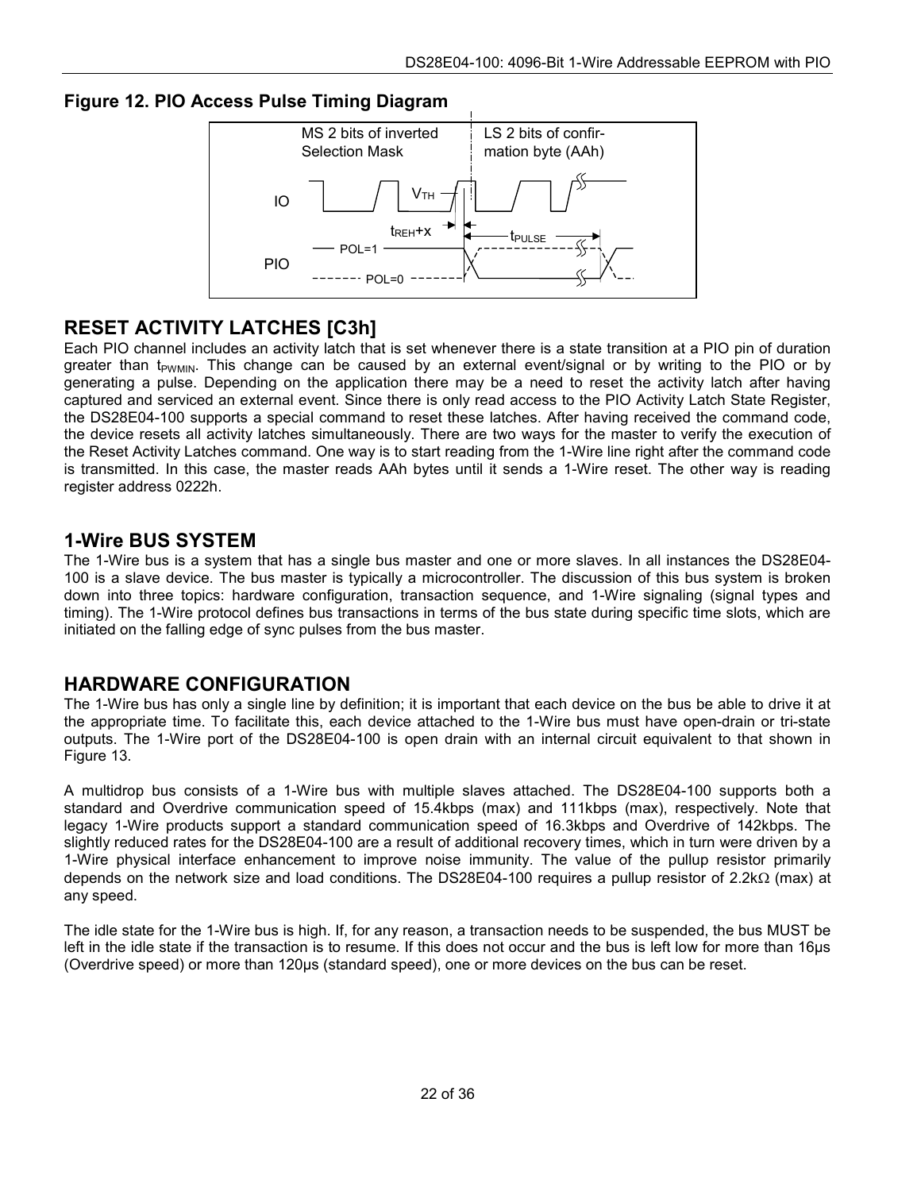**Figure 12. PIO Access Pulse Timing Diagram**

MS 2 bits of inverted Selection Mask

LS 2 bits of confirmation byte (AAh)

IO

$V_{TH}$

$t_{REH}$+x

$t_{PULSE}$

POL=1

PIO

POL=0

## RESET ACTIVITY LATCHES [C3h]

Each PIO channel includes an activity latch that is set whenever there is a state transition at a PIO pin of duration greater than $t_{PWMIN}$. This change can be caused by an external event/signal or by writing to the PIO or by generating a pulse. Depending on the application there may be a need to reset the activity latch after having captured and serviced an external event. Since there is only read access to the PIO Activity Latch State Register, the DS28E04-100 supports a special command to reset these latches. After having received the command code, the device resets all activity latches simultaneously. There are two ways for the master to verify the execution of the Reset Activity Latches command. One way is to start reading from the 1-Wire line right after the command code is transmitted. In this case, the master reads AAh bytes until it sends a 1-Wire reset. The other way is reading register address 0222h.

## 1-Wire BUS SYSTEM

The 1-Wire bus is a system that has a single bus master and one or more slaves. In all instances the DS28E04-100 is a slave device. The bus master is typically a microcontroller. The discussion of this bus system is broken down into three topics: hardware configuration, transaction sequence, and 1-Wire signaling (signal types and timing). The 1-Wire protocol defines bus transactions in terms of the bus state during specific time slots, which are initiated on the falling edge of sync pulses from the bus master.

## HARDWARE CONFIGURATION

The 1-Wire bus has only a single line by definition; it is important that each device on the bus be able to drive it at the appropriate time. To facilitate this, each device attached to the 1-Wire bus must have open-drain or tri-state outputs. The 1-Wire port of the DS28E04-100 is open drain with an internal circuit equivalent to that shown in Figure 13.

A multidrop bus consists of a 1-Wire bus with multiple slaves attached. The DS28E04-100 supports both a standard and Overdrive communication speed of 15.4kbps (max) and 111kbps (max), respectively. Note that legacy 1-Wire products support a standard communication speed of 16.3kbps and Overdrive of 142kbps. The slightly reduced rates for the DS28E04-100 are a result of additional recovery times, which in turn were driven by a 1-Wire physical interface enhancement to improve noise immunity. The value of the pullup resistor primarily depends on the network size and load conditions. The DS28E04-100 requires a pullup resistor of 2.2kΩ (max) at any speed.

The idle state for the 1-Wire bus is high. If, for any reason, a transaction needs to be suspended, the bus MUST be left in the idle state if the transaction is to resume. If this does not occur and the bus is left low for more than 16µs (Overdrive speed) or more than 120µs (standard speed), one or more devices on the bus can be reset.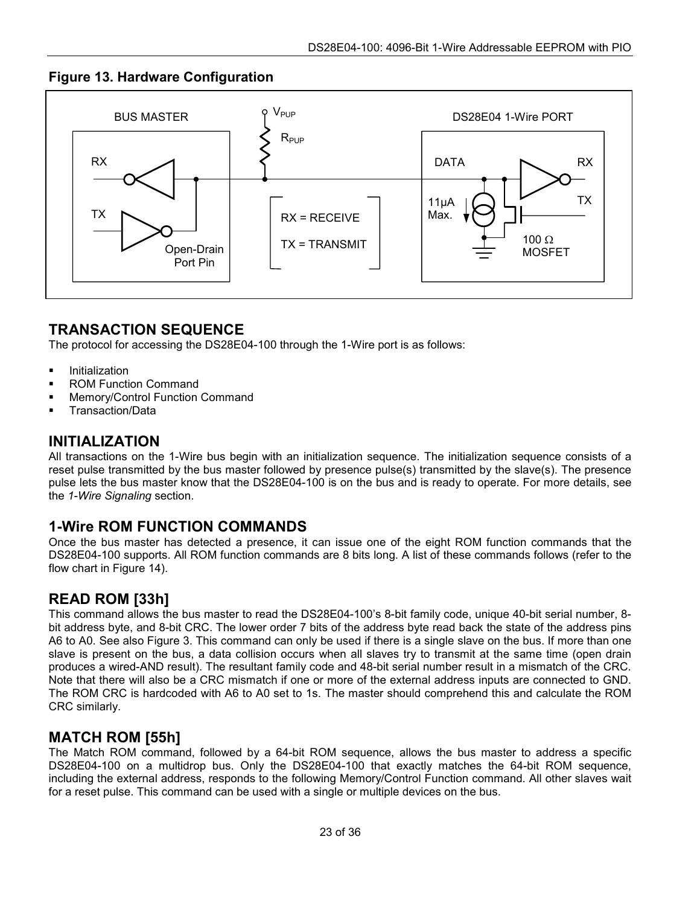**Figure 13. Hardware Configuration**

BUS MASTER

RX

TX

Open-Drain
Port Pin

$V_{PUP}$

$R_{PUP}$

RX = RECEIVE

TX = TRANSMIT

DS28E04 1-Wire PORT

DATA

RX

TX

11µA
Max.

100 Ω
MOSFET

## TRANSACTION SEQUENCE

The protocol for accessing the DS28E04-100 through the 1-Wire port is as follows:

- Initialization
- ROM Function Command
- Memory/Control Function Command
- Transaction/Data

## INITIALIZATION

All transactions on the 1-Wire bus begin with an initialization sequence. The initialization sequence consists of a reset pulse transmitted by the bus master followed by presence pulse(s) transmitted by the slave(s). The presence pulse lets the bus master know that the DS28E04-100 is on the bus and is ready to operate. For more details, see the *1-Wire Signaling* section.

## 1-Wire ROM FUNCTION COMMANDS

Once the bus master has detected a presence, it can issue one of the eight ROM function commands that the DS28E04-100 supports. All ROM function commands are 8 bits long. A list of these commands follows (refer to the flow chart in Figure 14).

## READ ROM [33h]

This command allows the bus master to read the DS28E04-100's 8-bit family code, unique 40-bit serial number, 8-bit address byte, and 8-bit CRC. The lower order 7 bits of the address byte read back the state of the address pins A6 to A0. See also Figure 3. This command can only be used if there is a single slave on the bus. If more than one slave is present on the bus, a data collision occurs when all slaves try to transmit at the same time (open drain produces a wired-AND result). The resultant family code and 48-bit serial number result in a mismatch of the CRC. Note that there will also be a CRC mismatch if one or more of the external address inputs are connected to GND. The ROM CRC is hardcoded with A6 to A0 set to 1s. The master should comprehend this and calculate the ROM CRC similarly.

## MATCH ROM [55h]

The Match ROM command, followed by a 64-bit ROM sequence, allows the bus master to address a specific DS28E04-100 on a multidrop bus. Only the DS28E04-100 that exactly matches the 64-bit ROM sequence, including the external address, responds to the following Memory/Control Function command. All other slaves wait for a reset pulse. This command can be used with a single or multiple devices on the bus.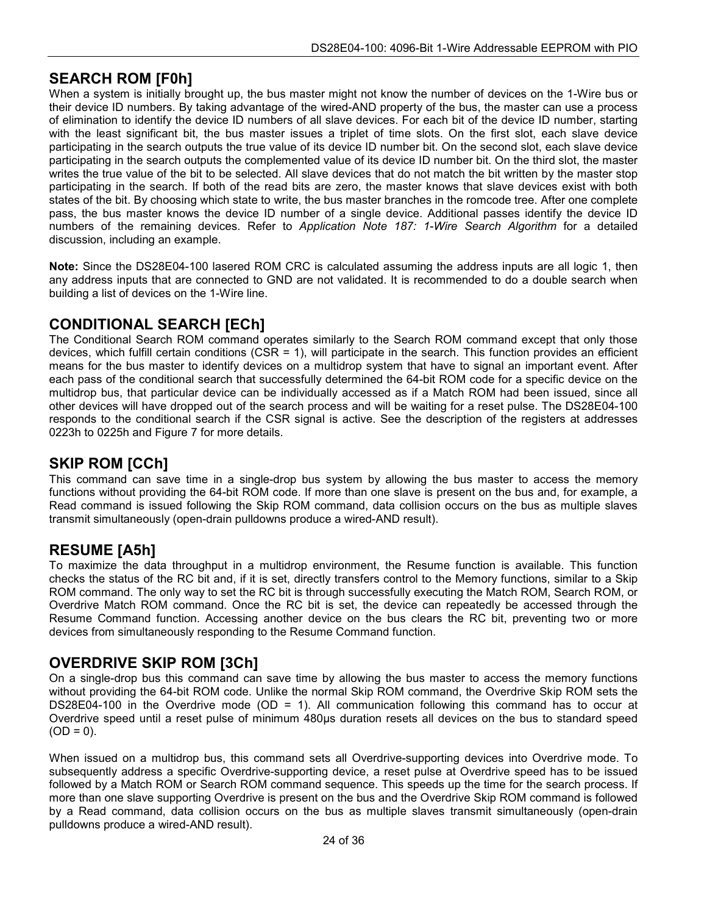## SEARCH ROM [F0h]

When a system is initially brought up, the bus master might not know the number of devices on the 1-Wire bus or their device ID numbers. By taking advantage of the wired-AND property of the bus, the master can use a process of elimination to identify the device ID numbers of all slave devices. For each bit of the device ID number, starting with the least significant bit, the bus master issues a triplet of time slots. On the first slot, each slave device participating in the search outputs the true value of its device ID number bit. On the second slot, each slave device participating in the search outputs the complemented value of its device ID number bit. On the third slot, the master writes the true value of the bit to be selected. All slave devices that do not match the bit written by the master stop participating in the search. If both of the read bits are zero, the master knows that slave devices exist with both states of the bit. By choosing which state to write, the bus master branches in the romcode tree. After one complete pass, the bus master knows the device ID number of a single device. Additional passes identify the device ID numbers of the remaining devices. Refer to *Application Note 187: 1-Wire Search Algorithm* for a detailed discussion, including an example.

**Note:** Since the DS28E04-100 lasered ROM CRC is calculated assuming the address inputs are all logic 1, then any address inputs that are connected to GND are not validated. It is recommended to do a double search when building a list of devices on the 1-Wire line.

## CONDITIONAL SEARCH [ECh]

The Conditional Search ROM command operates similarly to the Search ROM command except that only those devices, which fulfill certain conditions (CSR = 1), will participate in the search. This function provides an efficient means for the bus master to identify devices on a multidrop system that have to signal an important event. After each pass of the conditional search that successfully determined the 64-bit ROM code for a specific device on the multidrop bus, that particular device can be individually accessed as if a Match ROM had been issued, since all other devices will have dropped out of the search process and will be waiting for a reset pulse. The DS28E04-100 responds to the conditional search if the CSR signal is active. See the description of the registers at addresses 0223h to 0225h and Figure 7 for more details.

## SKIP ROM [CCh]

This command can save time in a single-drop bus system by allowing the bus master to access the memory functions without providing the 64-bit ROM code. If more than one slave is present on the bus and, for example, a Read command is issued following the Skip ROM command, data collision occurs on the bus as multiple slaves transmit simultaneously (open-drain pulldowns produce a wired-AND result).

## RESUME [A5h]

To maximize the data throughput in a multidrop environment, the Resume function is available. This function checks the status of the RC bit and, if it is set, directly transfers control to the Memory functions, similar to a Skip ROM command. The only way to set the RC bit is through successfully executing the Match ROM, Search ROM, or Overdrive Match ROM command. Once the RC bit is set, the device can repeatedly be accessed through the Resume Command function. Accessing another device on the bus clears the RC bit, preventing two or more devices from simultaneously responding to the Resume Command function.

## OVERDRIVE SKIP ROM [3Ch]

On a single-drop bus this command can save time by allowing the bus master to access the memory functions without providing the 64-bit ROM code. Unlike the normal Skip ROM command, the Overdrive Skip ROM sets the DS28E04-100 in the Overdrive mode (OD = 1). All communication following this command has to occur at Overdrive speed until a reset pulse of minimum 480µs duration resets all devices on the bus to standard speed (OD = 0).

When issued on a multidrop bus, this command sets all Overdrive-supporting devices into Overdrive mode. To subsequently address a specific Overdrive-supporting device, a reset pulse at Overdrive speed has to be issued followed by a Match ROM or Search ROM command sequence. This speeds up the time for the search process. If more than one slave supporting Overdrive is present on the bus and the Overdrive Skip ROM command is followed by a Read command, data collision occurs on the bus as multiple slaves transmit simultaneously (open-drain pulldowns produce a wired-AND result).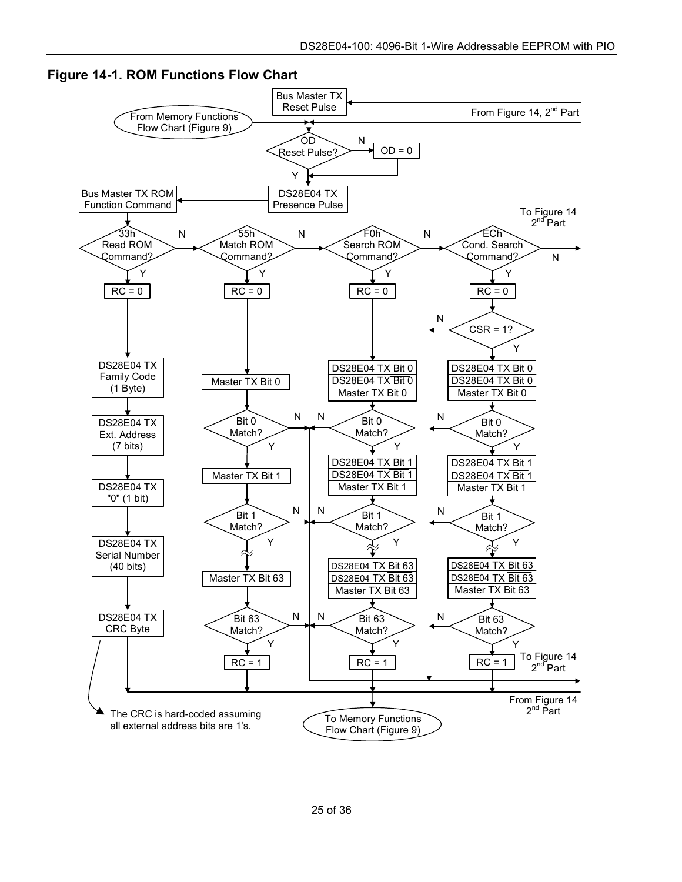## Figure 14-1. ROM Functions Flow Chart

Bus Master TX Reset Pulse

From Memory Functions Flow Chart (Figure 9)

From Figure 14, 2nd Part

OD Reset Pulse?

N

OD = 0

Y

Bus Master TX ROM Function Command

DS28E04 TX Presence Pulse

To Figure 14 2nd Part

33h Read ROM Command?

N

55h Match ROM Command?

N

F0h Search ROM Command?

N

ECh Cond. Search Command?

N

Y

RC = 0

Y

RC = 0

Y

RC = 0

Y

RC = 0

N

CSR = 1?

Y

DS28E04 TX Family Code (1 Byte)

Master TX Bit 0

DS28E04 TX Bit 0

DS28E04 TX Bit 0 (complement)

Master TX Bit 0

DS28E04 TX Bit 0

DS28E04 TX Bit 0 (complement)

Master TX Bit 0

DS28E04 TX Ext. Address (7 bits)

Bit 0 Match?

N

Y

N

Bit 0 Match?

Y

N

Bit 0 Match?

Y

Master TX Bit 1

DS28E04 TX Bit 1

DS28E04 TX Bit 1 (complement)

Master TX Bit 1

DS28E04 TX Bit 1

DS28E04 TX Bit 1 (complement)

Master TX Bit 1

DS28E04 TX "0" (1 bit)

Bit 1 Match?

N

Y

N

Bit 1 Match?

Y

N

Bit 1 Match?

Y

DS28E04 TX Serial Number (40 bits)

Master TX Bit 63

DS28E04 TX Bit 63

DS28E04 TX Bit 63 (complement)

Master TX Bit 63

DS28E04 TX Bit 63

DS28E04 TX Bit 63 (complement)

Master TX Bit 63

DS28E04 TX CRC Byte

Bit 63 Match?

N

Y

N

Bit 63 Match?

Y

N

Bit 63 Match?

Y

RC = 1

RC = 1

RC = 1

To Figure 14 2nd Part

From Figure 14 2nd Part

The CRC is hard-coded assuming all external address bits are 1's.

To Memory Functions Flow Chart (Figure 9)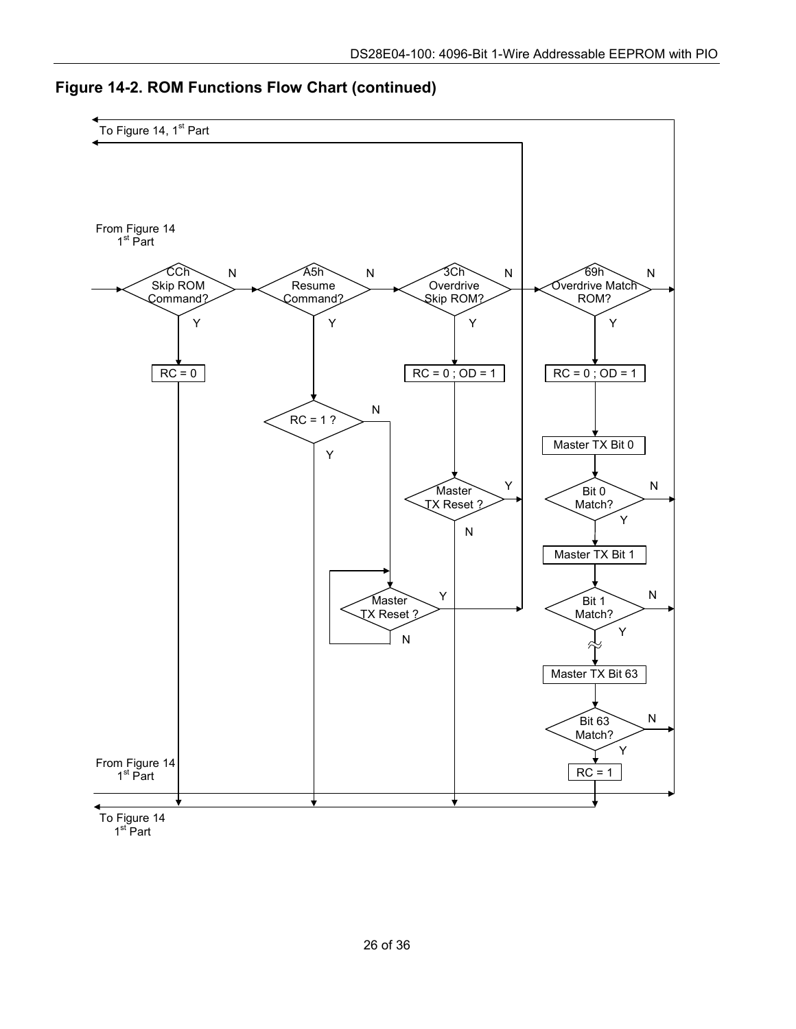## Figure 14-2. ROM Functions Flow Chart (continued)

To Figure 14, 1st Part

From Figure 14
1st Part

CCh
Skip ROM
Command?

N

Y

RC = 0

A5h
Resume
Command?

N

Y

RC = 1 ?

N

Y

Master
TX Reset ?

Y

N

3Ch
Overdrive
Skip ROM?

N

Y

RC = 0 ; OD = 1

Master
TX Reset ?

Y

N

69h
Overdrive Match
ROM?

N

Y

RC = 0 ; OD = 1

Master TX Bit 0

Bit 0
Match?

N

Y

Master TX Bit 1

Bit 1
Match?

N

Y

Master TX Bit 63

Bit 63
Match?

N

Y

RC = 1

From Figure 14
1st Part

To Figure 14
1st Part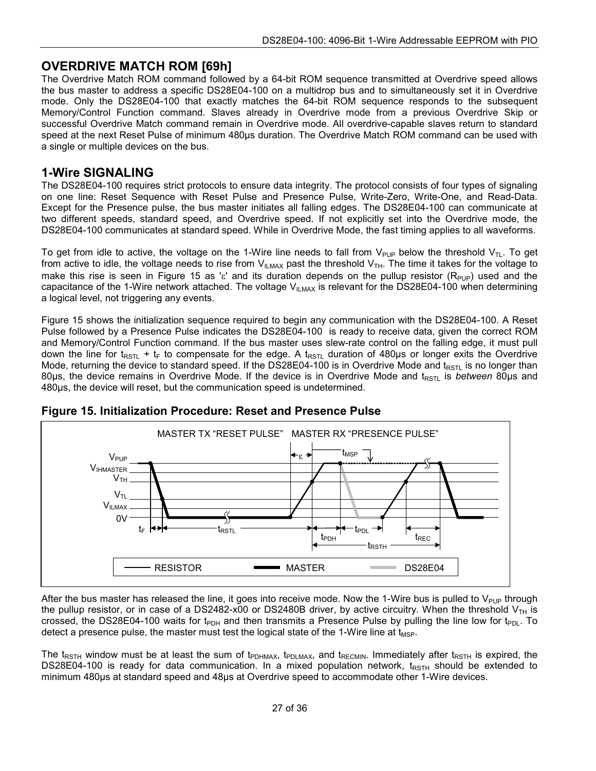## OVERDRIVE MATCH ROM [69h]

The Overdrive Match ROM command followed by a 64-bit ROM sequence transmitted at Overdrive speed allows the bus master to address a specific DS28E04-100 on a multidrop bus and to simultaneously set it in Overdrive mode. Only the DS28E04-100 that exactly matches the 64-bit ROM sequence responds to the subsequent Memory/Control Function command. Slaves already in Overdrive mode from a previous Overdrive Skip or successful Overdrive Match command remain in Overdrive mode. All overdrive-capable slaves return to standard speed at the next Reset Pulse of minimum 480µs duration. The Overdrive Match ROM command can be used with a single or multiple devices on the bus.

## 1-Wire SIGNALING

The DS28E04-100 requires strict protocols to ensure data integrity. The protocol consists of four types of signaling on one line: Reset Sequence with Reset Pulse and Presence Pulse, Write-Zero, Write-One, and Read-Data. Except for the Presence pulse, the bus master initiates all falling edges. The DS28E04-100 can communicate at two different speeds, standard speed, and Overdrive speed. If not explicitly set into the Overdrive mode, the DS28E04-100 communicates at standard speed. While in Overdrive Mode, the fast timing applies to all waveforms.

To get from idle to active, the voltage on the 1-Wire line needs to fall from $V_{PUP}$ below the threshold $V_{TL}$. To get from active to idle, the voltage needs to rise from $V_{ILMAX}$ past the threshold $V_{TH}$. The time it takes for the voltage to make this rise is seen in Figure 15 as 'ε' and its duration depends on the pullup resistor ($R_{PUP}$) used and the capacitance of the 1-Wire network attached. The voltage $V_{ILMAX}$ is relevant for the DS28E04-100 when determining a logical level, not triggering any events.

Figure 15 shows the initialization sequence required to begin any communication with the DS28E04-100. A Reset Pulse followed by a Presence Pulse indicates the DS28E04-100 is ready to receive data, given the correct ROM and Memory/Control Function command. If the bus master uses slew-rate control on the falling edge, it must pull down the line for $t_{RSTL}$ + $t_F$ to compensate for the edge. A $t_{RSTL}$ duration of 480µs or longer exits the Overdrive Mode, returning the device to standard speed. If the DS28E04-100 is in Overdrive Mode and $t_{RSTL}$ is no longer than 80µs, the device remains in Overdrive Mode. If the device is in Overdrive Mode and $t_{RSTL}$ is *between* 80µs and 480µs, the device will reset, but the communication speed is undetermined.

### Figure 15. Initialization Procedure: Reset and Presence Pulse

MASTER TX "RESET PULSE"   MASTER RX "PRESENCE PULSE"

$V_{PUP}$, $V_{IHMASTER}$, $V_{TH}$, $V_{TL}$, $V_{ILMAX}$, 0V

ε, $t_{MSP}$, $t_F$, $t_{RSTL}$, $t_{PDH}$, $t_{PDL}$, $t_{RSTH}$, $t_{REC}$

RESISTOR   MASTER   DS28E04

After the bus master has released the line, it goes into receive mode. Now the 1-Wire bus is pulled to $V_{PUP}$ through the pullup resistor, or in case of a DS2482-x00 or DS2480B driver, by active circuitry. When the threshold $V_{TH}$ is crossed, the DS28E04-100 waits for $t_{PDH}$ and then transmits a Presence Pulse by pulling the line low for $t_{PDL}$. To detect a presence pulse, the master must test the logical state of the 1-Wire line at $t_{MSP}$.

The $t_{RSTH}$ window must be at least the sum of $t_{PDHMAX}$, $t_{PDLMAX}$, and $t_{RECMIN}$. Immediately after $t_{RSTH}$ is expired, the DS28E04-100 is ready for data communication. In a mixed population network, $t_{RSTH}$ should be extended to minimum 480µs at standard speed and 48µs at Overdrive speed to accommodate other 1-Wire devices.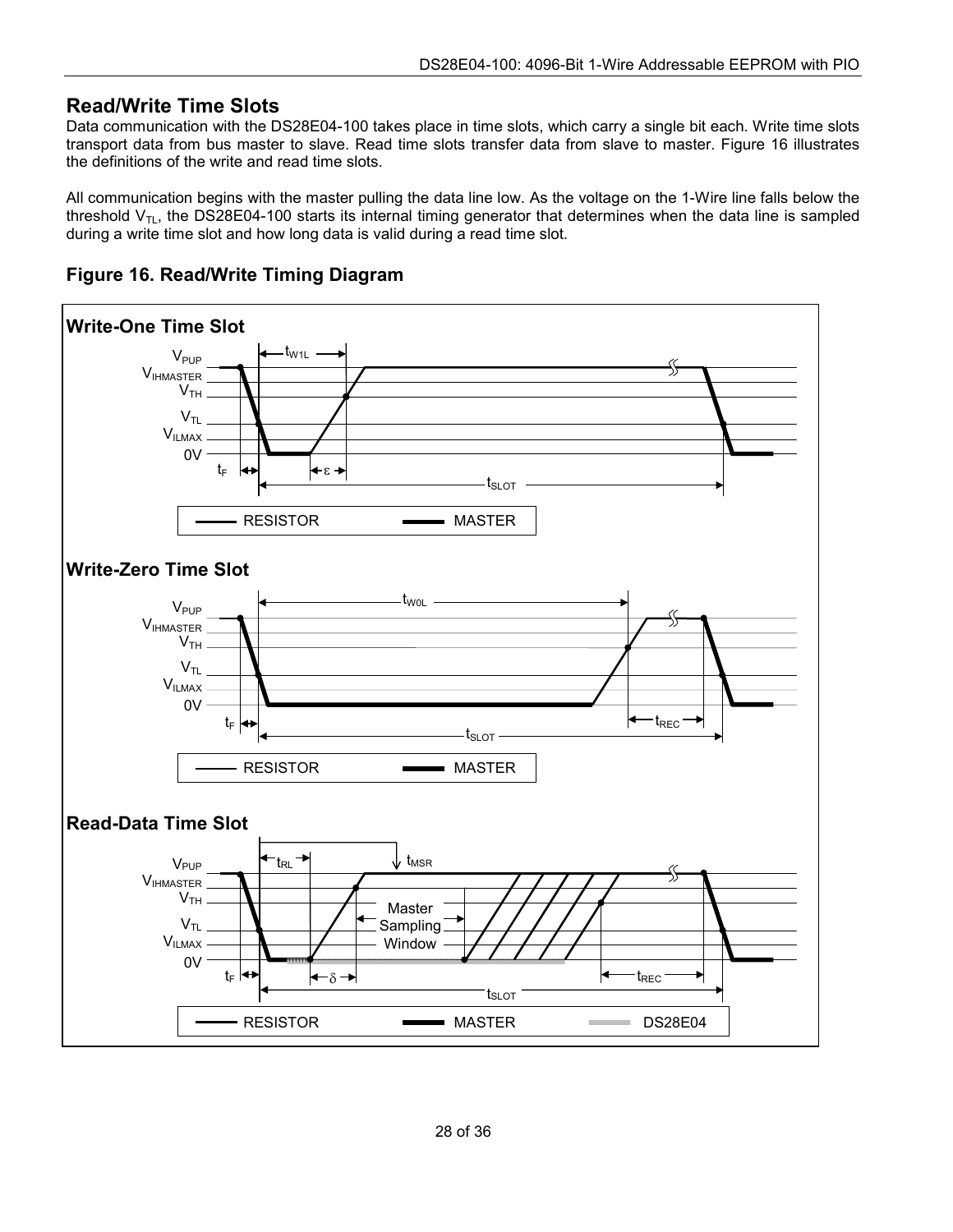## Read/Write Time Slots

Data communication with the DS28E04-100 takes place in time slots, which carry a single bit each. Write time slots transport data from bus master to slave. Read time slots transfer data from slave to master. Figure 16 illustrates the definitions of the write and read time slots.

All communication begins with the master pulling the data line low. As the voltage on the 1-Wire line falls below the threshold $V_{TL}$, the DS28E04-100 starts its internal timing generator that determines when the data line is sampled during a write time slot and how long data is valid during a read time slot.

### Figure 16. Read/Write Timing Diagram

**Write-One Time Slot**

$V_{PUP}$
$V_{IHMASTER}$
$V_{TH}$
$V_{TL}$
$V_{ILMAX}$
0V
$t_{W1L}$
$t_F$
ε
$t_{SLOT}$
RESISTOR
MASTER

**Write-Zero Time Slot**

$V_{PUP}$
$V_{IHMASTER}$
$V_{TH}$
$V_{TL}$
$V_{ILMAX}$
0V
$t_{W0L}$
$t_F$
$t_{REC}$
$t_{SLOT}$
RESISTOR
MASTER

**Read-Data Time Slot**

$V_{PUP}$
$V_{IHMASTER}$
$V_{TH}$
$V_{TL}$
$V_{ILMAX}$
0V
$t_{RL}$
$t_{MSR}$
Master Sampling Window
$t_F$
δ
$t_{REC}$
$t_{SLOT}$
RESISTOR
MASTER
DS28E04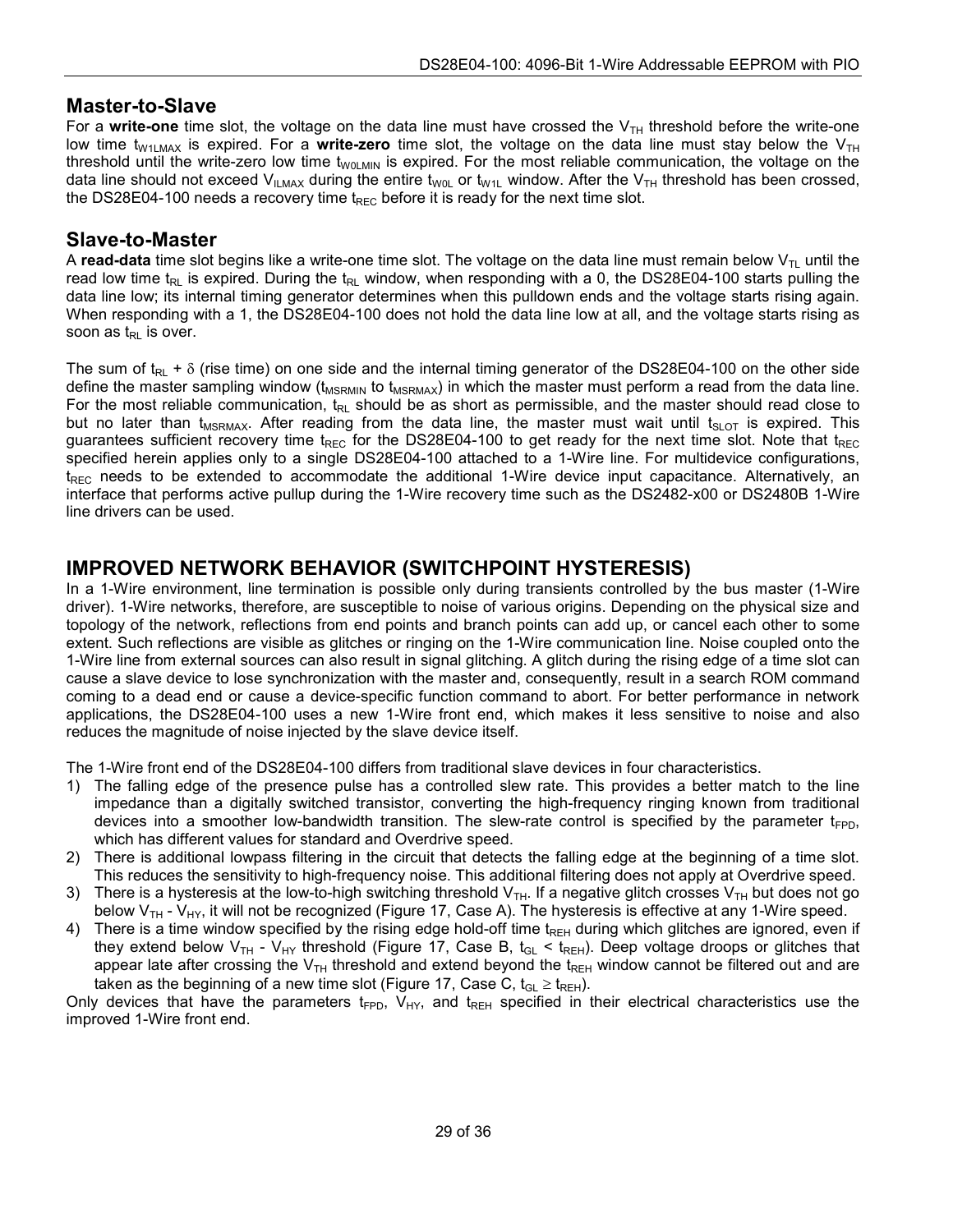## Master-to-Slave

For a **write-one** time slot, the voltage on the data line must have crossed the $V_{TH}$ threshold before the write-one low time $t_{W1LMAX}$ is expired. For a **write-zero** time slot, the voltage on the data line must stay below the $V_{TH}$ threshold until the write-zero low time $t_{W0LMIN}$ is expired. For the most reliable communication, the voltage on the data line should not exceed $V_{ILMAX}$ during the entire $t_{W0L}$ or $t_{W1L}$ window. After the $V_{TH}$ threshold has been crossed, the DS28E04-100 needs a recovery time $t_{REC}$ before it is ready for the next time slot.

## Slave-to-Master

A **read-data** time slot begins like a write-one time slot. The voltage on the data line must remain below $V_{TL}$ until the read low time $t_{RL}$ is expired. During the $t_{RL}$ window, when responding with a 0, the DS28E04-100 starts pulling the data line low; its internal timing generator determines when this pulldown ends and the voltage starts rising again. When responding with a 1, the DS28E04-100 does not hold the data line low at all, and the voltage starts rising as soon as $t_{RL}$ is over.

The sum of $t_{RL} + \delta$ (rise time) on one side and the internal timing generator of the DS28E04-100 on the other side define the master sampling window ($t_{MSRMIN}$ to $t_{MSRMAX}$) in which the master must perform a read from the data line. For the most reliable communication, $t_{RL}$ should be as short as permissible, and the master should read close to but no later than $t_{MSRMAX}$. After reading from the data line, the master must wait until $t_{SLOT}$ is expired. This guarantees sufficient recovery time $t_{REC}$ for the DS28E04-100 to get ready for the next time slot. Note that $t_{REC}$ specified herein applies only to a single DS28E04-100 attached to a 1-Wire line. For multidevice configurations, $t_{REC}$ needs to be extended to accommodate the additional 1-Wire device input capacitance. Alternatively, an interface that performs active pullup during the 1-Wire recovery time such as the DS2482-x00 or DS2480B 1-Wire line drivers can be used.

# IMPROVED NETWORK BEHAVIOR (SWITCHPOINT HYSTERESIS)

In a 1-Wire environment, line termination is possible only during transients controlled by the bus master (1-Wire driver). 1-Wire networks, therefore, are susceptible to noise of various origins. Depending on the physical size and topology of the network, reflections from end points and branch points can add up, or cancel each other to some extent. Such reflections are visible as glitches or ringing on the 1-Wire communication line. Noise coupled onto the 1-Wire line from external sources can also result in signal glitching. A glitch during the rising edge of a time slot can cause a slave device to lose synchronization with the master and, consequently, result in a search ROM command coming to a dead end or cause a device-specific function command to abort. For better performance in network applications, the DS28E04-100 uses a new 1-Wire front end, which makes it less sensitive to noise and also reduces the magnitude of noise injected by the slave device itself.

The 1-Wire front end of the DS28E04-100 differs from traditional slave devices in four characteristics.

1) The falling edge of the presence pulse has a controlled slew rate. This provides a better match to the line impedance than a digitally switched transistor, converting the high-frequency ringing known from traditional devices into a smoother low-bandwidth transition. The slew-rate control is specified by the parameter $t_{FPD}$, which has different values for standard and Overdrive speed.
2) There is additional lowpass filtering in the circuit that detects the falling edge at the beginning of a time slot. This reduces the sensitivity to high-frequency noise. This additional filtering does not apply at Overdrive speed.
3) There is a hysteresis at the low-to-high switching threshold $V_{TH}$. If a negative glitch crosses $V_{TH}$ but does not go below $V_{TH}$ - $V_{HY}$, it will not be recognized (Figure 17, Case A). The hysteresis is effective at any 1-Wire speed.
4) There is a time window specified by the rising edge hold-off time $t_{REH}$ during which glitches are ignored, even if they extend below $V_{TH}$ - $V_{HY}$ threshold (Figure 17, Case B, $t_{GL} < t_{REH}$). Deep voltage droops or glitches that appear late after crossing the $V_{TH}$ threshold and extend beyond the $t_{REH}$ window cannot be filtered out and are taken as the beginning of a new time slot (Figure 17, Case C, $t_{GL} \geq t_{REH}$).

Only devices that have the parameters $t_{FPD}$, $V_{HY}$, and $t_{REH}$ specified in their electrical characteristics use the improved 1-Wire front end.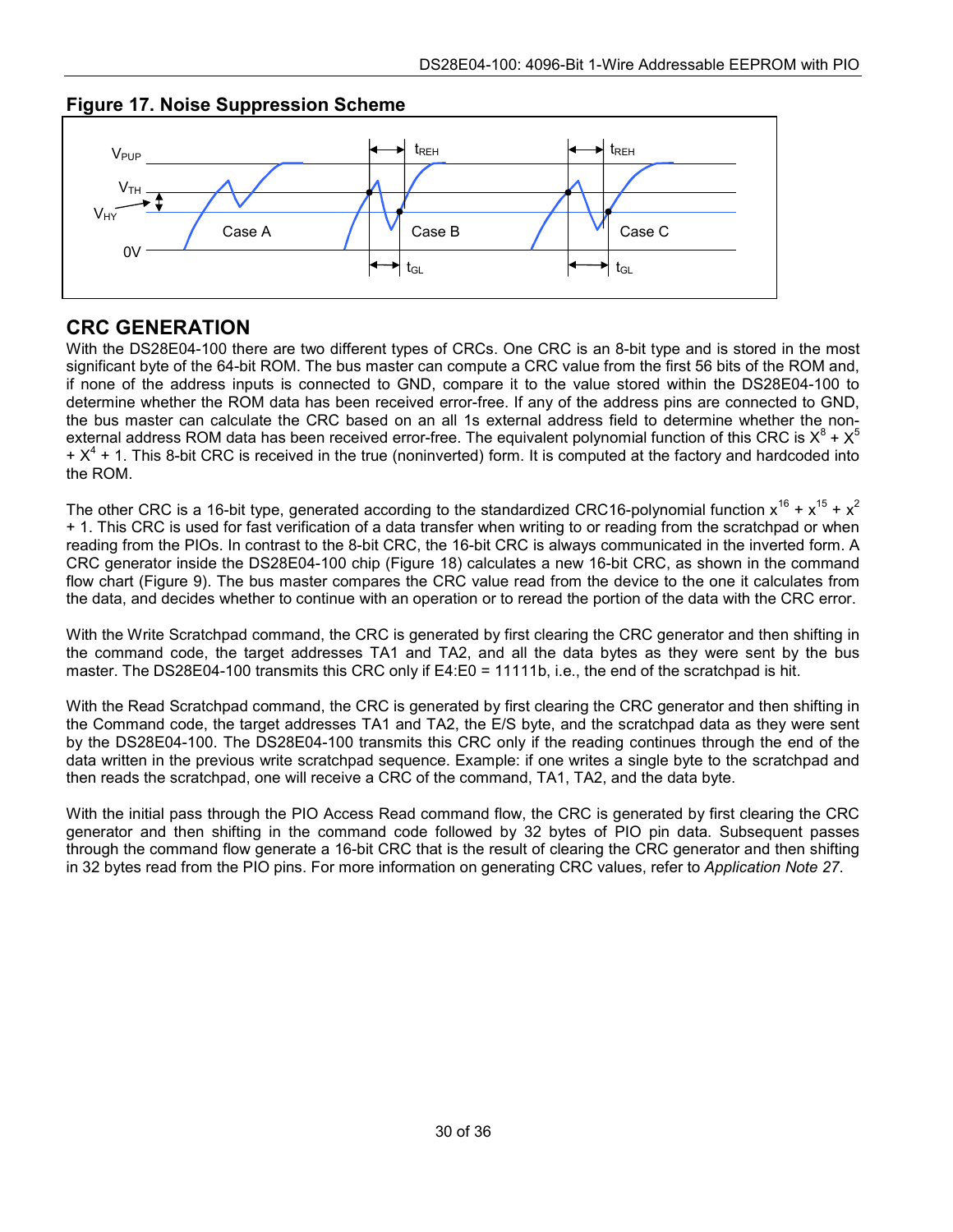**Figure 17. Noise Suppression Scheme**

$V_{PUP}$

$V_{TH}$

$V_{HY}$

0V

Case A

Case B

Case C

$t_{REH}$

$t_{REH}$

$t_{GL}$

$t_{GL}$

## CRC GENERATION

With the DS28E04-100 there are two different types of CRCs. One CRC is an 8-bit type and is stored in the most significant byte of the 64-bit ROM. The bus master can compute a CRC value from the first 56 bits of the ROM and, if none of the address inputs is connected to GND, compare it to the value stored within the DS28E04-100 to determine whether the ROM data has been received error-free. If any of the address pins are connected to GND, the bus master can calculate the CRC based on an all 1s external address field to determine whether the non-external address ROM data has been received error-free. The equivalent polynomial function of this CRC is $X^8 + X^5 + X^4 + 1$. This 8-bit CRC is received in the true (noninverted) form. It is computed at the factory and hardcoded into the ROM.

The other CRC is a 16-bit type, generated according to the standardized CRC16-polynomial function $x^{16} + x^{15} + x^2 + 1$. This CRC is used for fast verification of a data transfer when writing to or reading from the scratchpad or when reading from the PIOs. In contrast to the 8-bit CRC, the 16-bit CRC is always communicated in the inverted form. A CRC generator inside the DS28E04-100 chip (Figure 18) calculates a new 16-bit CRC, as shown in the command flow chart (Figure 9). The bus master compares the CRC value read from the device to the one it calculates from the data, and decides whether to continue with an operation or to reread the portion of the data with the CRC error.

With the Write Scratchpad command, the CRC is generated by first clearing the CRC generator and then shifting in the command code, the target addresses TA1 and TA2, and all the data bytes as they were sent by the bus master. The DS28E04-100 transmits this CRC only if E4:E0 = 11111b, i.e., the end of the scratchpad is hit.

With the Read Scratchpad command, the CRC is generated by first clearing the CRC generator and then shifting in the Command code, the target addresses TA1 and TA2, the E/S byte, and the scratchpad data as they were sent by the DS28E04-100. The DS28E04-100 transmits this CRC only if the reading continues through the end of the data written in the previous write scratchpad sequence. Example: if one writes a single byte to the scratchpad and then reads the scratchpad, one will receive a CRC of the command, TA1, TA2, and the data byte.

With the initial pass through the PIO Access Read command flow, the CRC is generated by first clearing the CRC generator and then shifting in the command code followed by 32 bytes of PIO pin data. Subsequent passes through the command flow generate a 16-bit CRC that is the result of clearing the CRC generator and then shifting in 32 bytes read from the PIO pins. For more information on generating CRC values, refer to *Application Note 27*.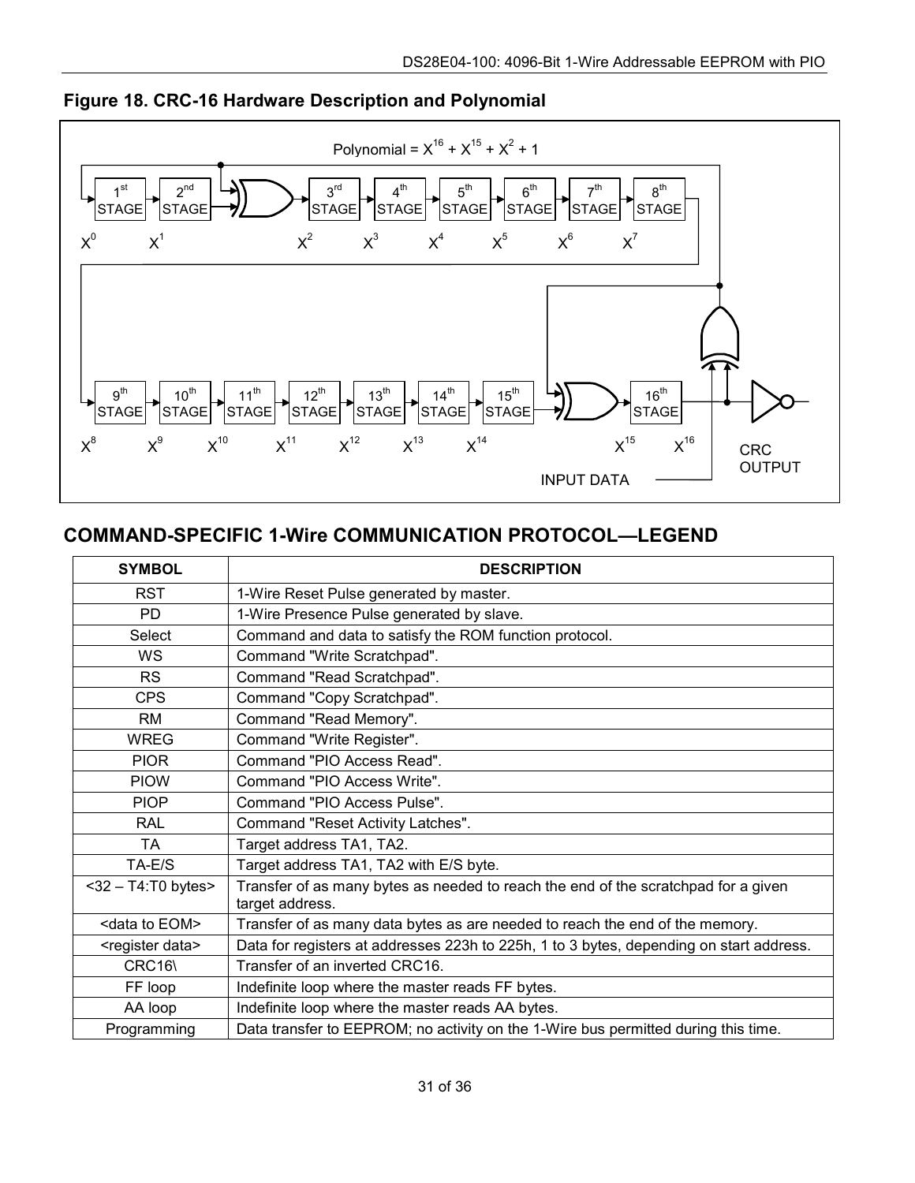**Figure 18. CRC-16 Hardware Description and Polynomial**

Polynomial = $X^{16} + X^{15} + X^2 + 1$

1st STAGE
2nd STAGE
3rd STAGE
4th STAGE
5th STAGE
6th STAGE
7th STAGE
8th STAGE

$X^0$ $X^1$ $X^2$ $X^3$ $X^4$ $X^5$ $X^6$ $X^7$

9th STAGE
10th STAGE
11th STAGE
12th STAGE
13th STAGE
14th STAGE
15th STAGE
16th STAGE

$X^8$ $X^9$ $X^{10}$ $X^{11}$ $X^{12}$ $X^{13}$ $X^{14}$ $X^{15}$ $X^{16}$

CRC OUTPUT

INPUT DATA

## COMMAND-SPECIFIC 1-Wire COMMUNICATION PROTOCOL—LEGEND

| SYMBOL | DESCRIPTION |
|---|---|
| RST | 1-Wire Reset Pulse generated by master. |
| PD | 1-Wire Presence Pulse generated by slave. |
| Select | Command and data to satisfy the ROM function protocol. |
| WS | Command "Write Scratchpad". |
| RS | Command "Read Scratchpad". |
| CPS | Command "Copy Scratchpad". |
| RM | Command "Read Memory". |
| WREG | Command "Write Register". |
| PIOR | Command "PIO Access Read". |
| PIOW | Command "PIO Access Write". |
| PIOP | Command "PIO Access Pulse". |
| RAL | Command "Reset Activity Latches". |
| TA | Target address TA1, TA2. |
| TA-E/S | Target address TA1, TA2 with E/S byte. |
| <32 – T4:T0 bytes> | Transfer of as many bytes as needed to reach the end of the scratchpad for a given target address. |
| <data to EOM> | Transfer of as many data bytes as are needed to reach the end of the memory. |
| <register data> | Data for registers at addresses 223h to 225h, 1 to 3 bytes, depending on start address. |
| CRC16\ | Transfer of an inverted CRC16. |
| FF loop | Indefinite loop where the master reads FF bytes. |
| AA loop | Indefinite loop where the master reads AA bytes. |
| Programming | Data transfer to EEPROM; no activity on the 1-Wire bus permitted during this time. |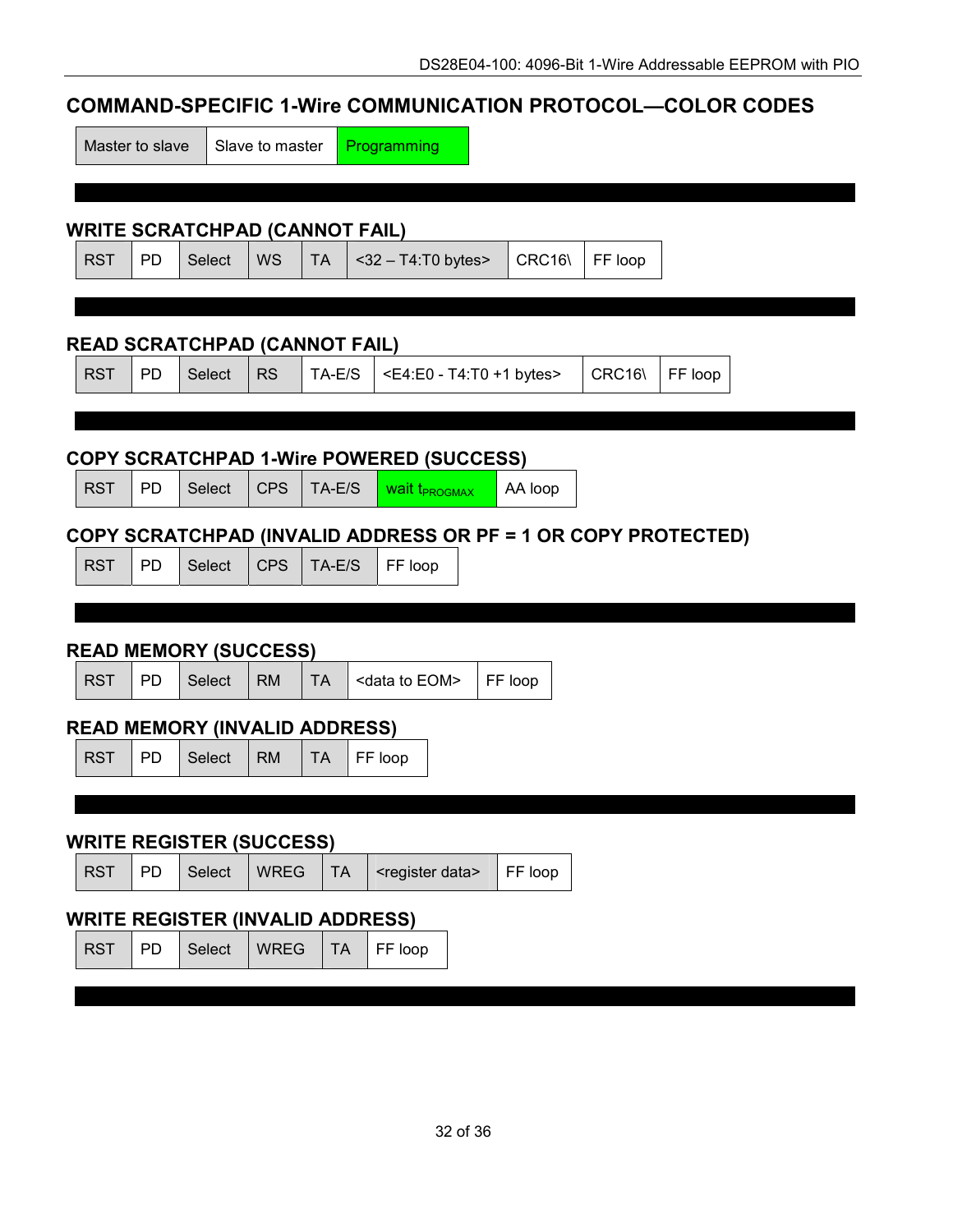## COMMAND-SPECIFIC 1-Wire COMMUNICATION PROTOCOL—COLOR CODES

| | | |
|---|---|---|
| Master to slave | Slave to master | Programming |

### WRITE SCRATCHPAD (CANNOT FAIL)

| | | | | | | | |
|---|---|---|---|---|---|---|---|
| RST | PD | Select | WS | TA | <32 – T4:T0 bytes> | CRC16\ | FF loop |

### READ SCRATCHPAD (CANNOT FAIL)

| | | | | | | | |
|---|---|---|---|---|---|---|---|
| RST | PD | Select | RS | TA-E/S | <E4:E0 - T4:T0 +1 bytes> | CRC16\ | FF loop |

### COPY SCRATCHPAD 1-Wire POWERED (SUCCESS)

| | | | | | | |
|---|---|---|---|---|---|---|
| RST | PD | Select | CPS | TA-E/S | wait $t_{PROGMAX}$ | AA loop |

### COPY SCRATCHPAD (INVALID ADDRESS OR PF = 1 OR COPY PROTECTED)

| | | | | | |
|---|---|---|---|---|---|
| RST | PD | Select | CPS | TA-E/S | FF loop |

### READ MEMORY (SUCCESS)

| | | | | | | |
|---|---|---|---|---|---|---|
| RST | PD | Select | RM | TA | <data to EOM> | FF loop |

### READ MEMORY (INVALID ADDRESS)

| | | | | | |
|---|---|---|---|---|---|
| RST | PD | Select | RM | TA | FF loop |

### WRITE REGISTER (SUCCESS)

| | | | | | | |
|---|---|---|---|---|---|---|
| RST | PD | Select | WREG | TA | <register data> | FF loop |

### WRITE REGISTER (INVALID ADDRESS)

| | | | | | |
|---|---|---|---|---|---|
| RST | PD | Select | WREG | TA | FF loop |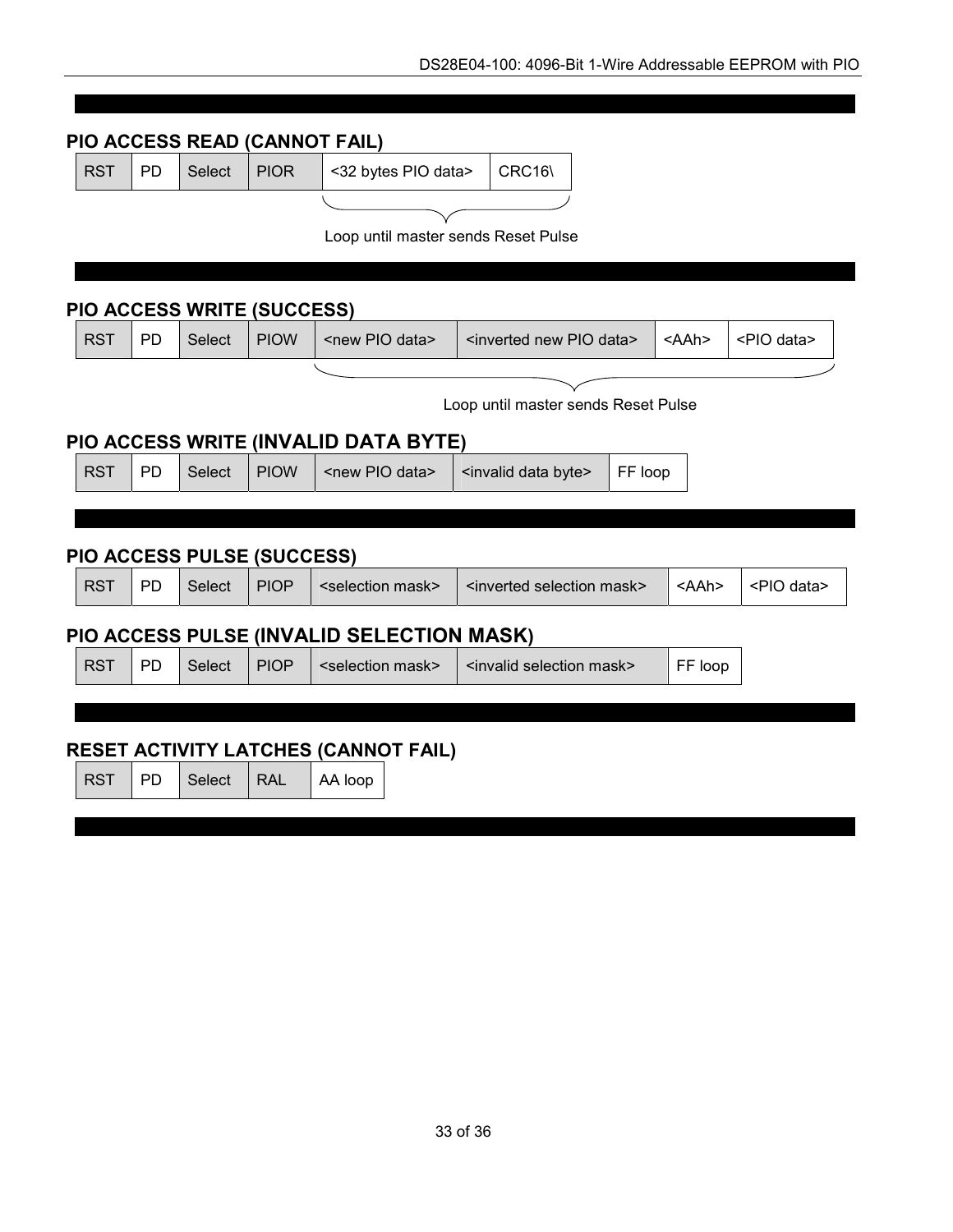### PIO ACCESS READ (CANNOT FAIL)

| | | | | | |
|---|---|---|---|---|---|
| RST | PD | Select | PIOR | <32 bytes PIO data> | CRC16\ |

Loop until master sends Reset Pulse

### PIO ACCESS WRITE (SUCCESS)

| | | | | | | | |
|---|---|---|---|---|---|---|---|
| RST | PD | Select | PIOW | <new PIO data> | <inverted new PIO data> | <AAh> | <PIO data> |

Loop until master sends Reset Pulse

### PIO ACCESS WRITE (INVALID DATA BYTE)

| | | | | | | |
|---|---|---|---|---|---|---|
| RST | PD | Select | PIOW | <new PIO data> | <invalid data byte> | FF loop |

### PIO ACCESS PULSE (SUCCESS)

| | | | | | | | |
|---|---|---|---|---|---|---|---|
| RST | PD | Select | PIOP | <selection mask> | <inverted selection mask> | <AAh> | <PIO data> |

### PIO ACCESS PULSE (INVALID SELECTION MASK)

| | | | | | | |
|---|---|---|---|---|---|---|
| RST | PD | Select | PIOP | <selection mask> | <invalid selection mask> | FF loop |

### RESET ACTIVITY LATCHES (CANNOT FAIL)

| | | | | |
|---|---|---|---|---|
| RST | PD | Select | RAL | AA loop |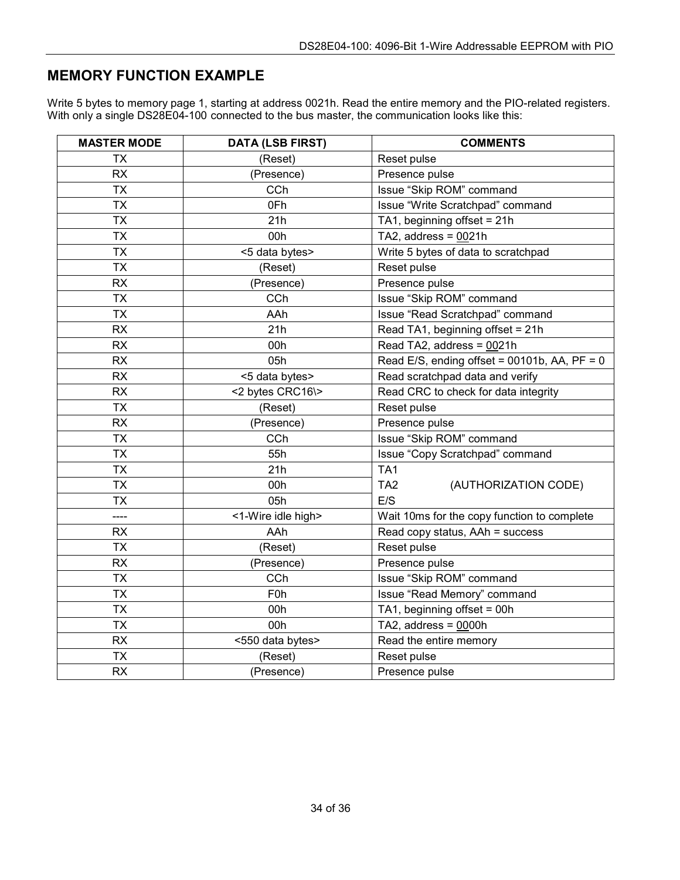## MEMORY FUNCTION EXAMPLE

Write 5 bytes to memory page 1, starting at address 0021h. Read the entire memory and the PIO-related registers. With only a single DS28E04-100 connected to the bus master, the communication looks like this:

| MASTER MODE | DATA (LSB FIRST) | COMMENTS |
|---|---|---|
| TX | (Reset) | Reset pulse |
| RX | (Presence) | Presence pulse |
| TX | CCh | Issue “Skip ROM” command |
| TX | 0Fh | Issue “Write Scratchpad” command |
| TX | 21h | TA1, beginning offset = 21h |
| TX | 00h | TA2, address = <u>00</u>21h |
| TX | <5 data bytes> | Write 5 bytes of data to scratchpad |
| TX | (Reset) | Reset pulse |
| RX | (Presence) | Presence pulse |
| TX | CCh | Issue “Skip ROM” command |
| TX | AAh | Issue “Read Scratchpad” command |
| RX | 21h | Read TA1, beginning offset = 21h |
| RX | 00h | Read TA2, address = <u>00</u>21h |
| RX | 05h | Read E/S, ending offset = 00101b, AA, PF = 0 |
| RX | <5 data bytes> | Read scratchpad data and verify |
| RX | <2 bytes CRC16\> | Read CRC to check for data integrity |
| TX | (Reset) | Reset pulse |
| RX | (Presence) | Presence pulse |
| TX | CCh | Issue “Skip ROM” command |
| TX | 55h | Issue “Copy Scratchpad” command |
| TX | 21h | TA1 |
| TX | 00h | TA2 (AUTHORIZATION CODE) |
| TX | 05h | E/S |
| ---- | <1-Wire idle high> | Wait 10ms for the copy function to complete |
| RX | AAh | Read copy status, AAh = success |
| TX | (Reset) | Reset pulse |
| RX | (Presence) | Presence pulse |
| TX | CCh | Issue “Skip ROM” command |
| TX | F0h | Issue “Read Memory” command |
| TX | 00h | TA1, beginning offset = 00h |
| TX | 00h | TA2, address = <u>00</u>00h |
| RX | <550 data bytes> | Read the entire memory |
| TX | (Reset) | Reset pulse |
| RX | (Presence) | Presence pulse |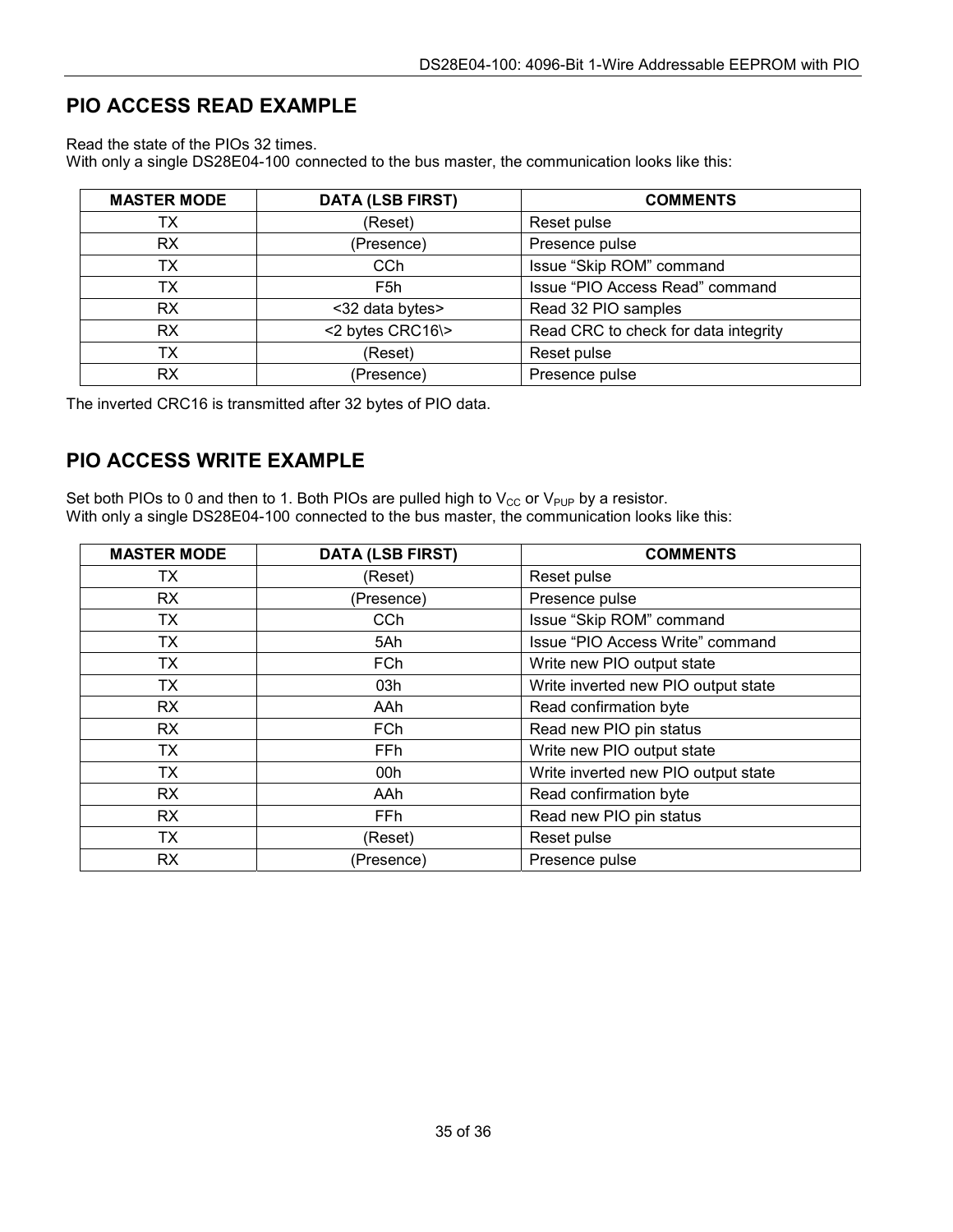## PIO ACCESS READ EXAMPLE

Read the state of the PIOs 32 times.
With only a single DS28E04-100 connected to the bus master, the communication looks like this:

| MASTER MODE | DATA (LSB FIRST) | COMMENTS |
|---|---|---|
| TX | (Reset) | Reset pulse |
| RX | (Presence) | Presence pulse |
| TX | CCh | Issue "Skip ROM" command |
| TX | F5h | Issue "PIO Access Read" command |
| RX | <32 data bytes> | Read 32 PIO samples |
| RX | <2 bytes CRC16\> | Read CRC to check for data integrity |
| TX | (Reset) | Reset pulse |
| RX | (Presence) | Presence pulse |

The inverted CRC16 is transmitted after 32 bytes of PIO data.

## PIO ACCESS WRITE EXAMPLE

Set both PIOs to 0 and then to 1. Both PIOs are pulled high to $V_{CC}$ or $V_{PUP}$ by a resistor.
With only a single DS28E04-100 connected to the bus master, the communication looks like this:

| MASTER MODE | DATA (LSB FIRST) | COMMENTS |
|---|---|---|
| TX | (Reset) | Reset pulse |
| RX | (Presence) | Presence pulse |
| TX | CCh | Issue "Skip ROM" command |
| TX | 5Ah | Issue "PIO Access Write" command |
| TX | FCh | Write new PIO output state |
| TX | 03h | Write inverted new PIO output state |
| RX | AAh | Read confirmation byte |
| RX | FCh | Read new PIO pin status |
| TX | FFh | Write new PIO output state |
| TX | 00h | Write inverted new PIO output state |
| RX | AAh | Read confirmation byte |
| RX | FFh | Read new PIO pin status |
| TX | (Reset) | Reset pulse |
| RX | (Presence) | Presence pulse |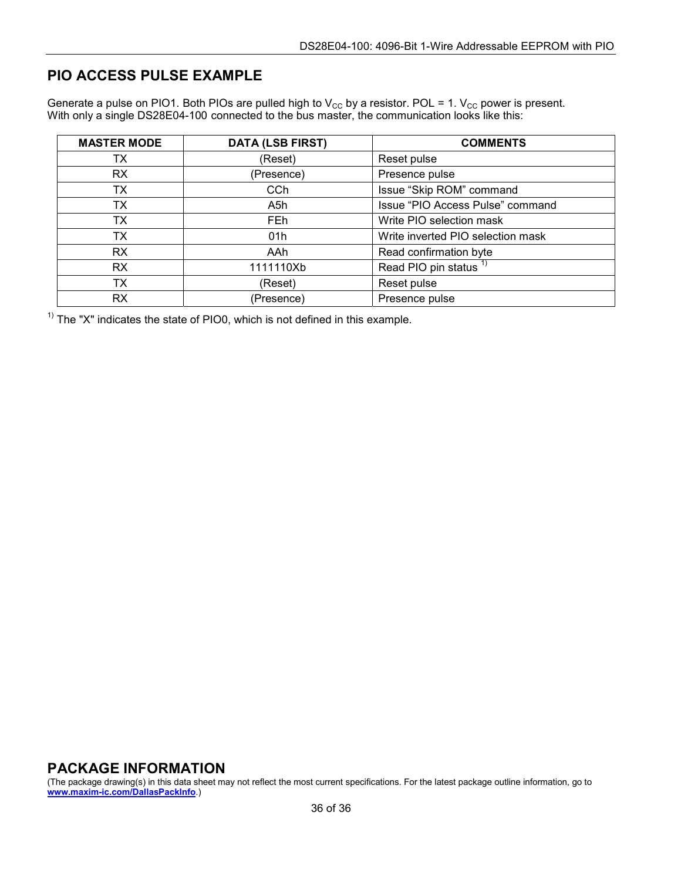## PIO ACCESS PULSE EXAMPLE

Generate a pulse on PIO1. Both PIOs are pulled high to $V_{CC}$ by a resistor. POL = 1. $V_{CC}$ power is present. With only a single DS28E04-100 connected to the bus master, the communication looks like this:

| MASTER MODE | DATA (LSB FIRST) | COMMENTS |
|---|---|---|
| TX | (Reset) | Reset pulse |
| RX | (Presence) | Presence pulse |
| TX | CCh | Issue "Skip ROM" command |
| TX | A5h | Issue "PIO Access Pulse" command |
| TX | FEh | Write PIO selection mask |
| TX | 01h | Write inverted PIO selection mask |
| RX | AAh | Read confirmation byte |
| RX | 1111110Xb | Read PIO pin status [1) ] |
| TX | (Reset) | Reset pulse |
| RX | (Presence) | Presence pulse |

[1)] The "X" indicates the state of PIO0, which is not defined in this example.

## PACKAGE INFORMATION

(The package drawing(s) in this data sheet may not reflect the most current specifications. For the latest package outline information, go to **www.maxim-ic.com/DallasPackInfo**.)